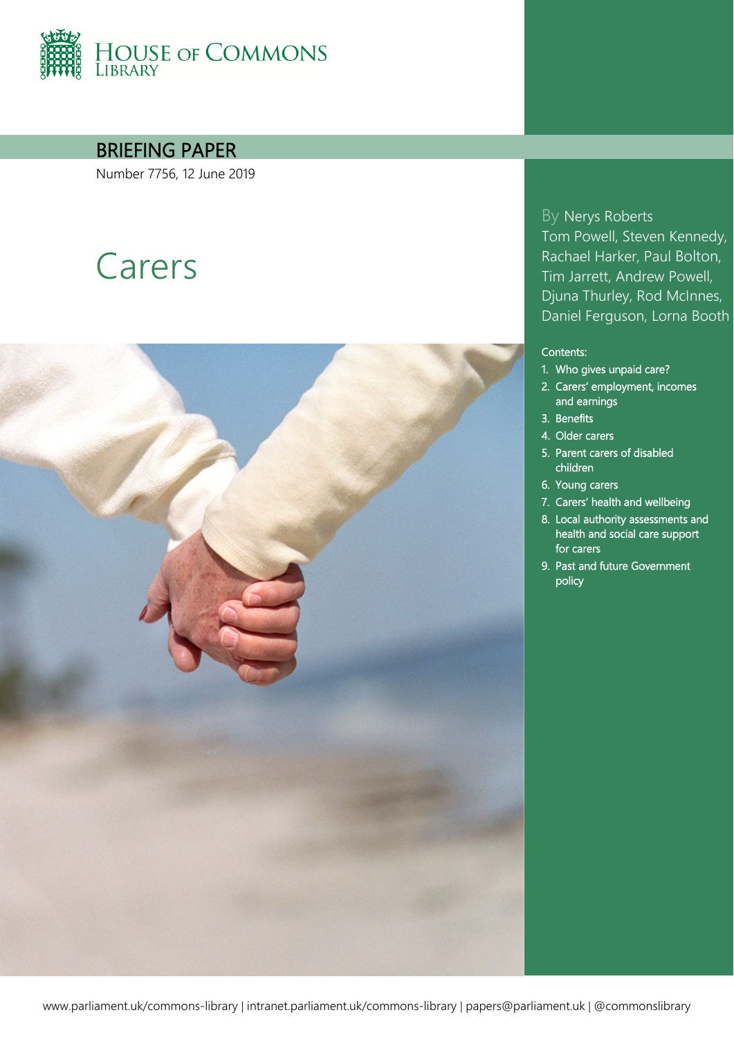House of Commons Library

BRIEFING PAPER

Number 7756, 12 June 2019

# Carers

By Nerys Roberts
Tom Powell, Steven Kennedy, Rachael Harker, Paul Bolton, Tim Jarrett, Andrew Powell, Djuna Thurley, Rod McInnes, Daniel Ferguson, Lorna Booth

Contents:

1. Who gives unpaid care?
2. Carers' employment, incomes and earnings
3. Benefits
4. Older carers
5. Parent carers of disabled children
6. Young carers
7. Carers' health and wellbeing
8. Local authority assessments and health and social care support for carers
9. Past and future Government policy

www.parliament.uk/commons-library | intranet.parliament.uk/commons-library | papers@parliament.uk | @commonslibrary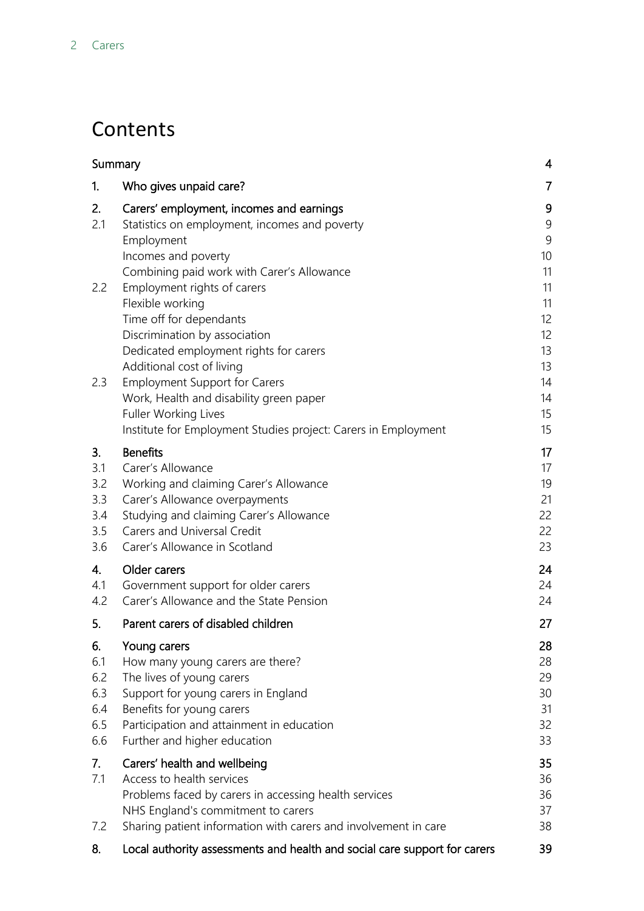# Contents

| | | |
|---|---|---|
| **Summary** | | **4** |
| **1.** | **Who gives unpaid care?** | **7** |
| **2.** | **Carers' employment, incomes and earnings** | **9** |
| 2.1 | Statistics on employment, incomes and poverty | 9 |
| | Employment | 9 |
| | Incomes and poverty | 10 |
| | Combining paid work with Carer's Allowance | 11 |
| 2.2 | Employment rights of carers | 11 |
| | Flexible working | 11 |
| | Time off for dependants | 12 |
| | Discrimination by association | 12 |
| | Dedicated employment rights for carers | 13 |
| | Additional cost of living | 13 |
| 2.3 | Employment Support for Carers | 14 |
| | Work, Health and disability green paper | 14 |
| | Fuller Working Lives | 15 |
| | Institute for Employment Studies project: Carers in Employment | 15 |
| **3.** | **Benefits** | **17** |
| 3.1 | Carer's Allowance | 17 |
| 3.2 | Working and claiming Carer's Allowance | 19 |
| 3.3 | Carer's Allowance overpayments | 21 |
| 3.4 | Studying and claiming Carer's Allowance | 22 |
| 3.5 | Carers and Universal Credit | 22 |
| 3.6 | Carer's Allowance in Scotland | 23 |
| **4.** | **Older carers** | **24** |
| 4.1 | Government support for older carers | 24 |
| 4.2 | Carer's Allowance and the State Pension | 24 |
| **5.** | **Parent carers of disabled children** | **27** |
| **6.** | **Young carers** | **28** |
| 6.1 | How many young carers are there? | 28 |
| 6.2 | The lives of young carers | 29 |
| 6.3 | Support for young carers in England | 30 |
| 6.4 | Benefits for young carers | 31 |
| 6.5 | Participation and attainment in education | 32 |
| 6.6 | Further and higher education | 33 |
| **7.** | **Carers' health and wellbeing** | **35** |
| 7.1 | Access to health services | 36 |
| | Problems faced by carers in accessing health services | 36 |
| | NHS England's commitment to carers | 37 |
| 7.2 | Sharing patient information with carers and involvement in care | 38 |
| **8.** | **Local authority assessments and health and social care support for carers** | **39** |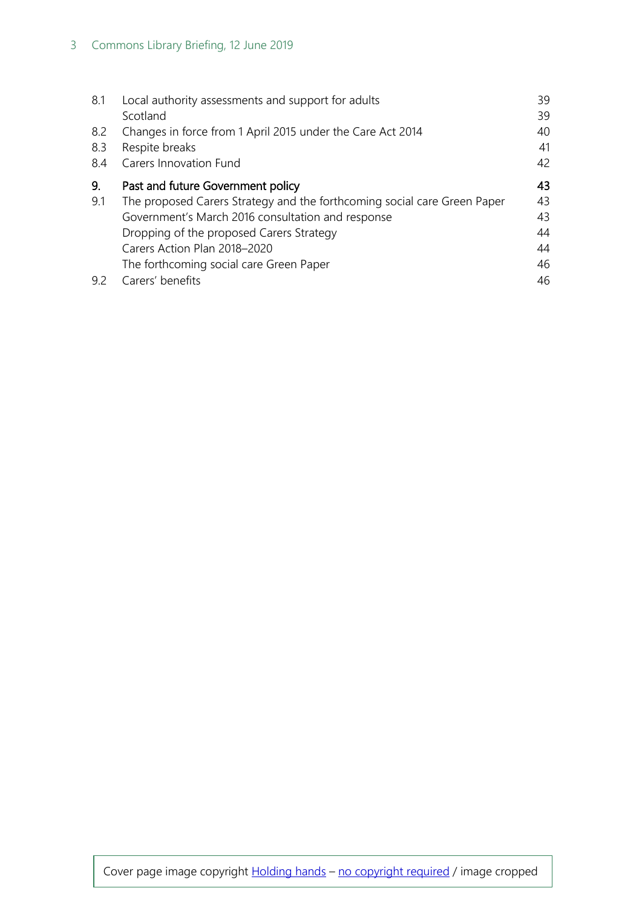| | | |
|---|---|---|
| 8.1 | Local authority assessments and support for adults | 39 |
| | Scotland | 39 |
| 8.2 | Changes in force from 1 April 2015 under the Care Act 2014 | 40 |
| 8.3 | Respite breaks | 41 |
| 8.4 | Carers Innovation Fund | 42 |
| **9.** | **Past and future Government policy** | **43** |
| 9.1 | The proposed Carers Strategy and the forthcoming social care Green Paper | 43 |
| | Government's March 2016 consultation and response | 43 |
| | Dropping of the proposed Carers Strategy | 44 |
| | Carers Action Plan 2018–2020 | 44 |
| | The forthcoming social care Green Paper | 46 |
| 9.2 | Carers' benefits | 46 |

Cover page image copyright Holding hands – no copyright required / image cropped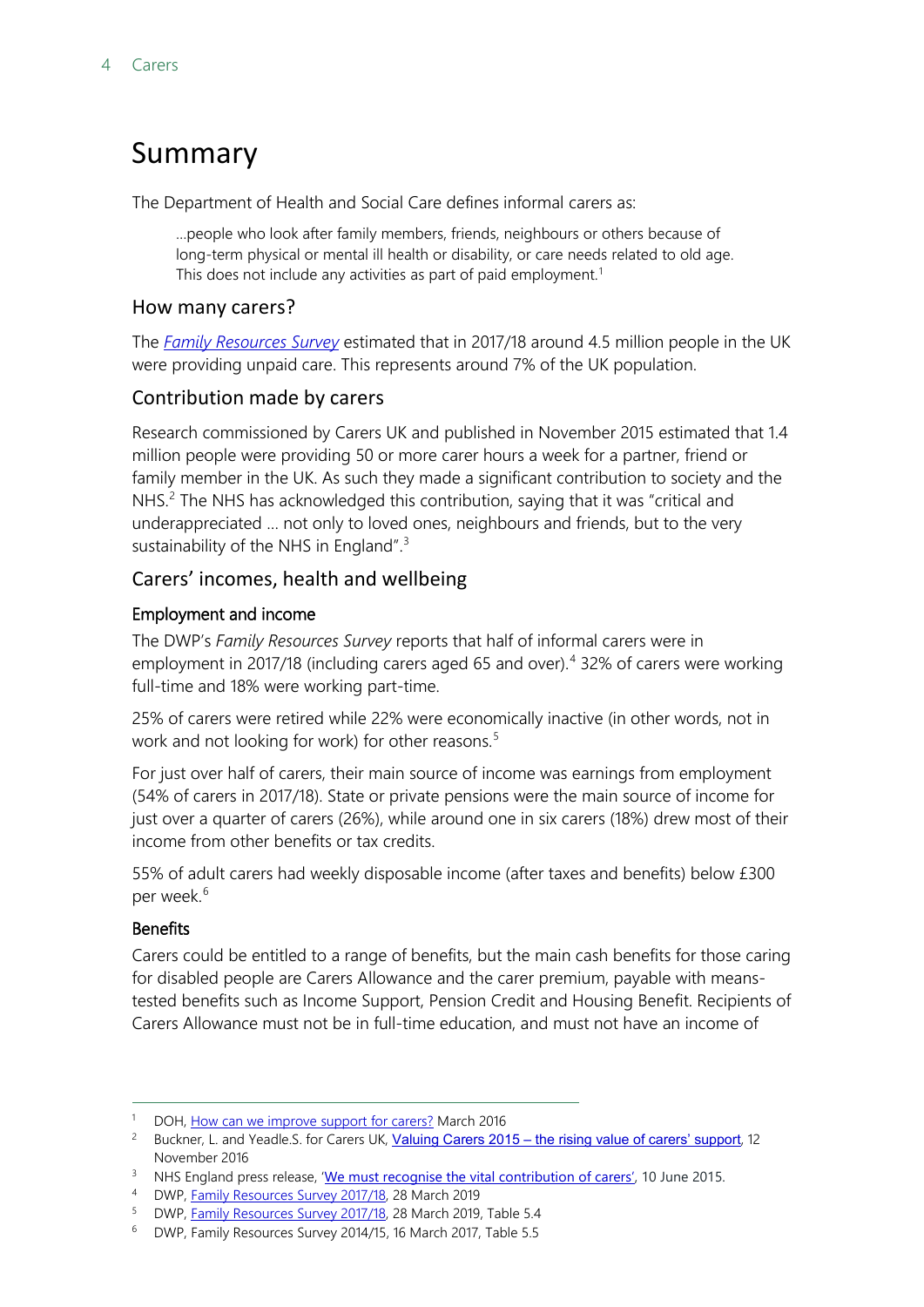# Summary

The Department of Health and Social Care defines informal carers as:

> ...people who look after family members, friends, neighbours or others because of long-term physical or mental ill health or disability, or care needs related to old age. This does not include any activities as part of paid employment.[1]

## How many carers?

The *Family Resources Survey* estimated that in 2017/18 around 4.5 million people in the UK were providing unpaid care. This represents around 7% of the UK population.

## Contribution made by carers

Research commissioned by Carers UK and published in November 2015 estimated that 1.4 million people were providing 50 or more carer hours a week for a partner, friend or family member in the UK. As such they made a significant contribution to society and the NHS.[2] The NHS has acknowledged this contribution, saying that it was "critical and underappreciated … not only to loved ones, neighbours and friends, but to the very sustainability of the NHS in England".[3]

## Carers' incomes, health and wellbeing

### Employment and income

The DWP's *Family Resources Survey* reports that half of informal carers were in employment in 2017/18 (including carers aged 65 and over).[4] 32% of carers were working full-time and 18% were working part-time.

25% of carers were retired while 22% were economically inactive (in other words, not in work and not looking for work) for other reasons.[5]

For just over half of carers, their main source of income was earnings from employment (54% of carers in 2017/18). State or private pensions were the main source of income for just over a quarter of carers (26%), while around one in six carers (18%) drew most of their income from other benefits or tax credits.

55% of adult carers had weekly disposable income (after taxes and benefits) below £300 per week.[6]

### Benefits

Carers could be entitled to a range of benefits, but the main cash benefits for those caring for disabled people are Carers Allowance and the carer premium, payable with means-tested benefits such as Income Support, Pension Credit and Housing Benefit. Recipients of Carers Allowance must not be in full-time education, and must not have an income of

---

1 DOH, How can we improve support for carers? March 2016
2 Buckner, L. and Yeadle.S. for Carers UK, Valuing Carers 2015 – the rising value of carers' support, 12 November 2016
3 NHS England press release, 'We must recognise the vital contribution of carers', 10 June 2015.
4 DWP, Family Resources Survey 2017/18, 28 March 2019
5 DWP, Family Resources Survey 2017/18, 28 March 2019, Table 5.4
6 DWP, Family Resources Survey 2014/15, 16 March 2017, Table 5.5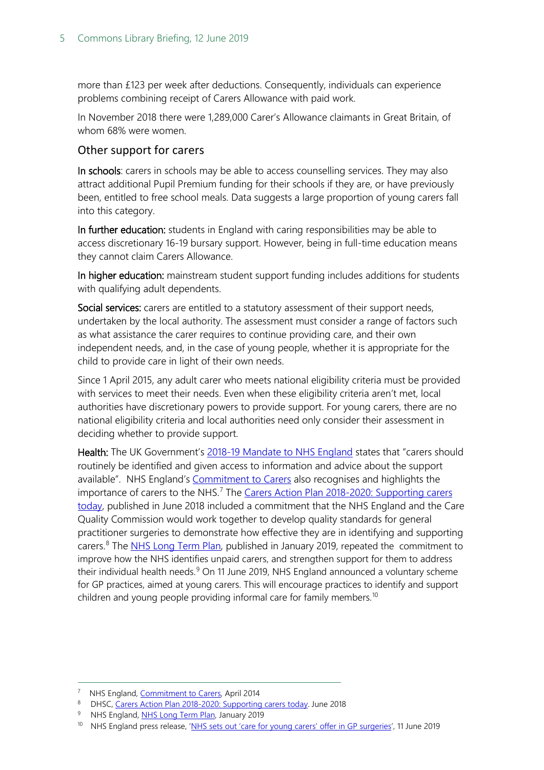more than £123 per week after deductions. Consequently, individuals can experience problems combining receipt of Carers Allowance with paid work.

In November 2018 there were 1,289,000 Carer's Allowance claimants in Great Britain, of whom 68% were women.

### Other support for carers

**In schools**: carers in schools may be able to access counselling services. They may also attract additional Pupil Premium funding for their schools if they are, or have previously been, entitled to free school meals. Data suggests a large proportion of young carers fall into this category.

**In further education:** students in England with caring responsibilities may be able to access discretionary 16-19 bursary support. However, being in full-time education means they cannot claim Carers Allowance.

**In higher education:** mainstream student support funding includes additions for students with qualifying adult dependents.

**Social services:** carers are entitled to a statutory assessment of their support needs, undertaken by the local authority. The assessment must consider a range of factors such as what assistance the carer requires to continue providing care, and their own independent needs, and, in the case of young people, whether it is appropriate for the child to provide care in light of their own needs.

Since 1 April 2015, any adult carer who meets national eligibility criteria must be provided with services to meet their needs. Even when these eligibility criteria aren't met, local authorities have discretionary powers to provide support. For young carers, there are no national eligibility criteria and local authorities need only consider their assessment in deciding whether to provide support.

**Health:** The UK Government's [2018-19 Mandate to NHS England] states that "carers should routinely be identified and given access to information and advice about the support available". NHS England's [Commitment to Carers] also recognises and highlights the importance of carers to the NHS.[7] The [Carers Action Plan 2018-2020: Supporting carers today], published in June 2018 included a commitment that the NHS England and the Care Quality Commission would work together to develop quality standards for general practitioner surgeries to demonstrate how effective they are in identifying and supporting carers.[8] The [NHS Long Term Plan], published in January 2019, repeated the commitment to improve how the NHS identifies unpaid carers, and strengthen support for them to address their individual health needs.[9] On 11 June 2019, NHS England announced a voluntary scheme for GP practices, aimed at young carers. This will encourage practices to identify and support children and young people providing informal care for family members.[10]

---

[7] NHS England, Commitment to Carers, April 2014

[8] DHSC, Carers Action Plan 2018-2020: Supporting carers today. June 2018

[9] NHS England, NHS Long Term Plan, January 2019

[10] NHS England press release, 'NHS sets out 'care for young carers' offer in GP surgeries', 11 June 2019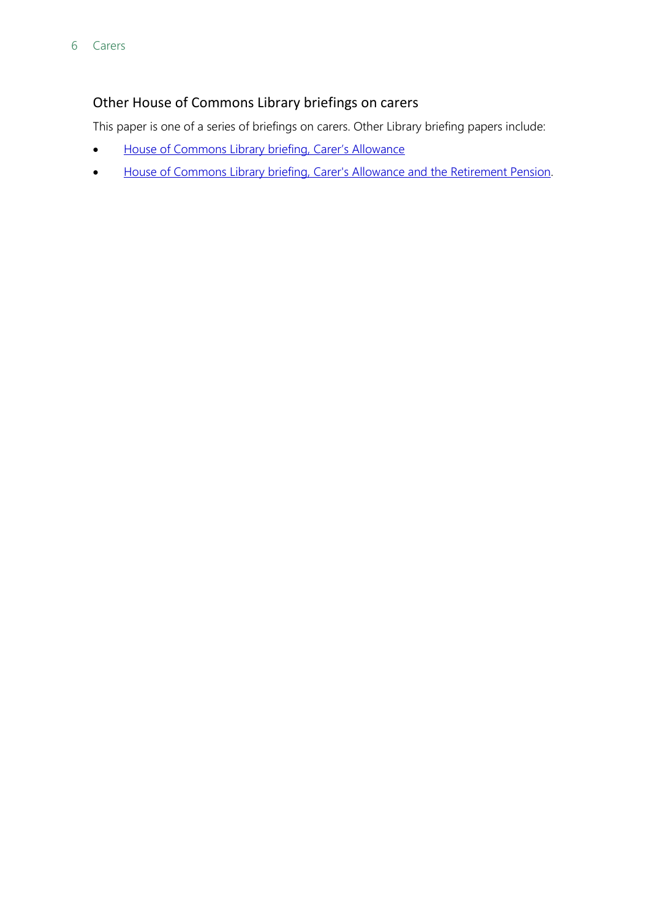## Other House of Commons Library briefings on carers

This paper is one of a series of briefings on carers. Other Library briefing papers include:

- House of Commons Library briefing, Carer's Allowance
- House of Commons Library briefing, Carer's Allowance and the Retirement Pension.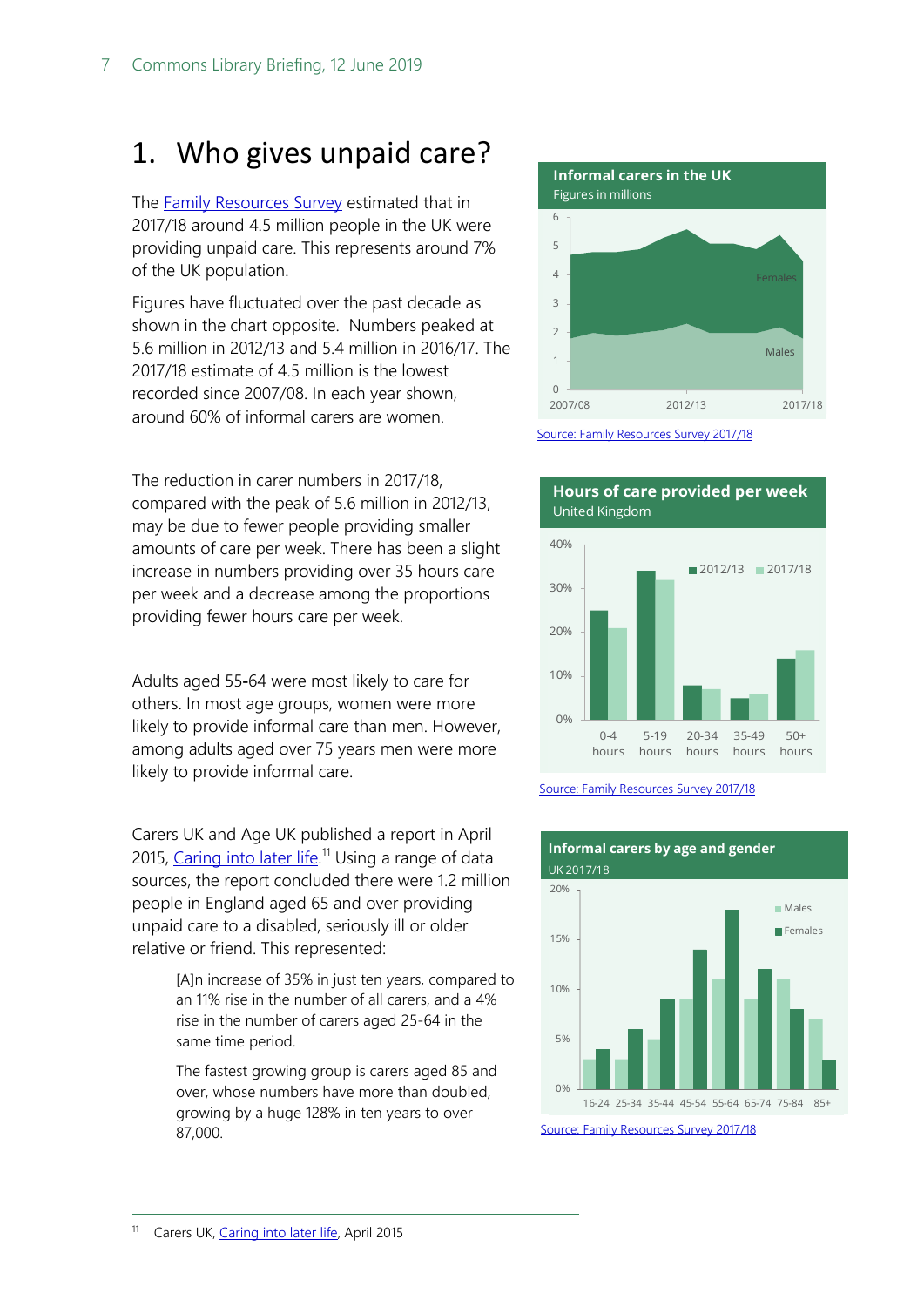# 1. Who gives unpaid care?

The Family Resources Survey estimated that in 2017/18 around 4.5 million people in the UK were providing unpaid care. This represents around 7% of the UK population.

Figures have fluctuated over the past decade as shown in the chart opposite. Numbers peaked at 5.6 million in 2012/13 and 5.4 million in 2016/17. The 2017/18 estimate of 4.5 million is the lowest recorded since 2007/08. In each year shown, around 60% of informal carers are women.

**Informal carers in the UK**
Figures in millions

Source: Family Resources Survey 2017/18

The reduction in carer numbers in 2017/18, compared with the peak of 5.6 million in 2012/13, may be due to fewer people providing smaller amounts of care per week. There has been a slight increase in numbers providing over 35 hours care per week and a decrease among the proportions providing fewer hours care per week.

**Hours of care provided per week**
United Kingdom

Source: Family Resources Survey 2017/18

Adults aged 55-64 were most likely to care for others. In most age groups, women were more likely to provide informal care than men. However, among adults aged over 75 years men were more likely to provide informal care.

**Informal carers by age and gender**
UK 2017/18

Source: Family Resources Survey 2017/18

Carers UK and Age UK published a report in April 2015, Caring into later life.[11] Using a range of data sources, the report concluded there were 1.2 million people in England aged 65 and over providing unpaid care to a disabled, seriously ill or older relative or friend. This represented:

> [A]n increase of 35% in just ten years, compared to an 11% rise in the number of all carers, and a 4% rise in the number of carers aged 25-64 in the same time period.
>
> The fastest growing group is carers aged 85 and over, whose numbers have more than doubled, growing by a huge 128% in ten years to over 87,000.

---

[11] Carers UK, Caring into later life, April 2015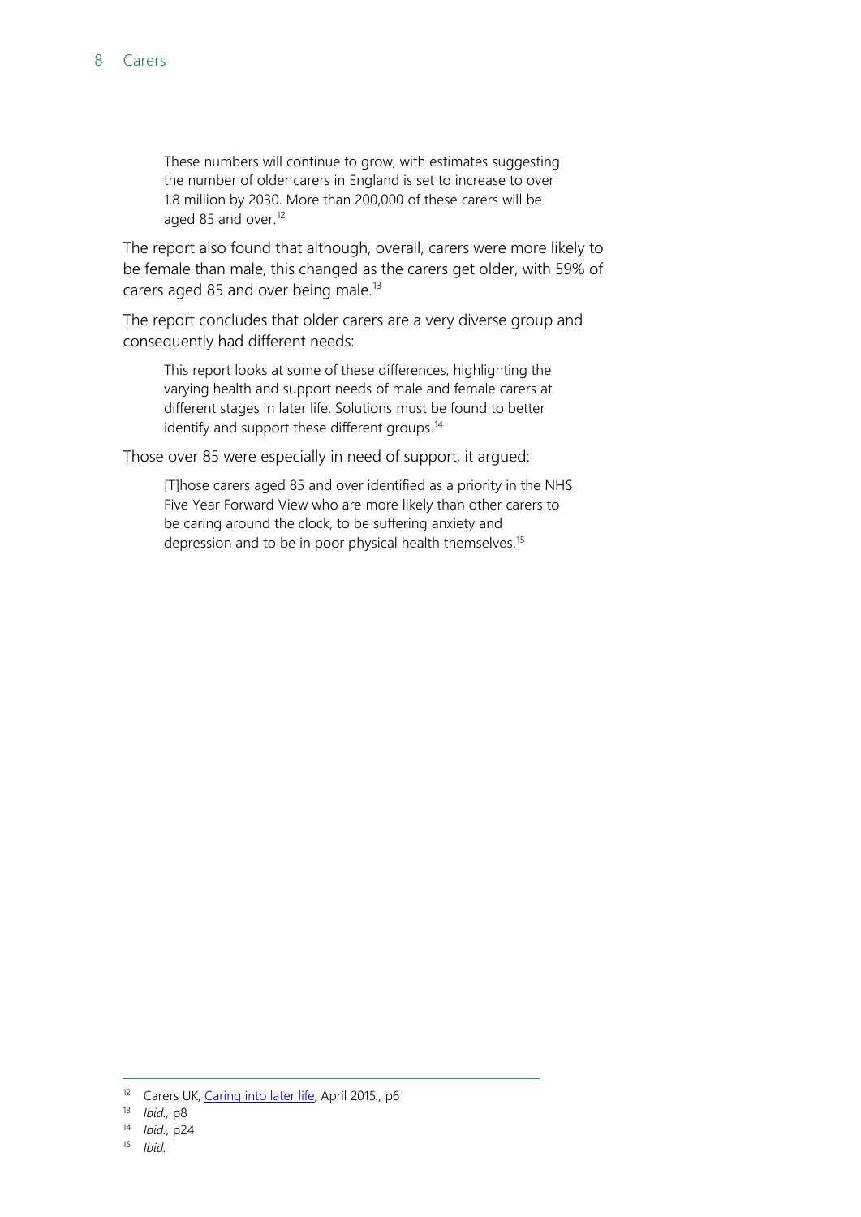> These numbers will continue to grow, with estimates suggesting the number of older carers in England is set to increase to over 1.8 million by 2030. More than 200,000 of these carers will be aged 85 and over.[12]

The report also found that although, overall, carers were more likely to be female than male, this changed as the carers get older, with 59% of carers aged 85 and over being male.[13]

The report concludes that older carers are a very diverse group and consequently had different needs:

> This report looks at some of these differences, highlighting the varying health and support needs of male and female carers at different stages in later life. Solutions must be found to better identify and support these different groups.[14]

Those over 85 were especially in need of support, it argued:

> [T]hose carers aged 85 and over identified as a priority in the NHS Five Year Forward View who are more likely than other carers to be caring around the clock, to be suffering anxiety and depression and to be in poor physical health themselves.[15]

---

[12] Carers UK, Caring into later life, April 2015., p6

[13] *Ibid.*, p8

[14] *Ibid.*, p24

[15] *Ibid.*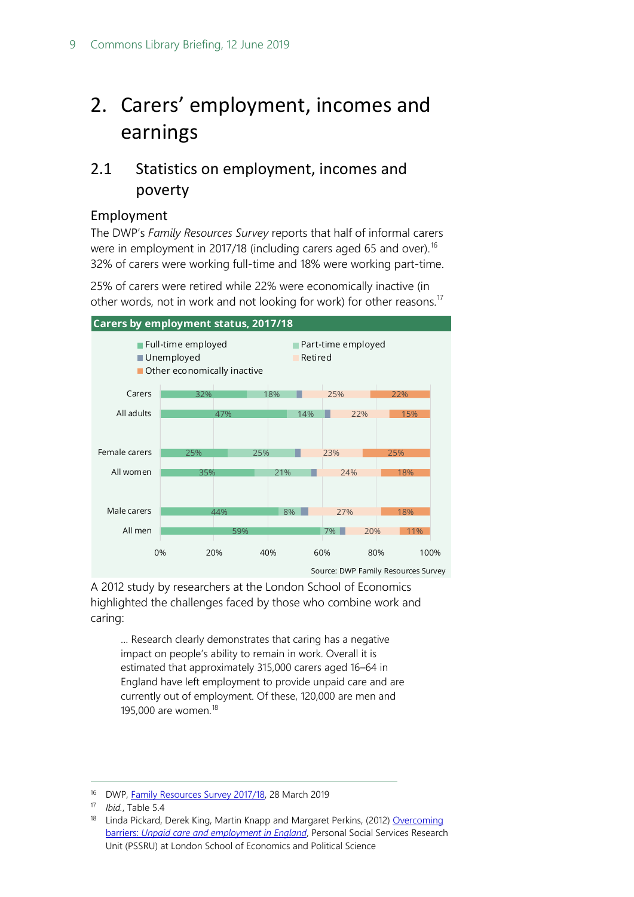# 2. Carers' employment, incomes and earnings

## 2.1 Statistics on employment, incomes and poverty

### Employment

The DWP's *Family Resources Survey* reports that half of informal carers were in employment in 2017/18 (including carers aged 65 and over).[16] 32% of carers were working full-time and 18% were working part-time.

25% of carers were retired while 22% were economically inactive (in other words, not in work and not looking for work) for other reasons.[17]

**Carers by employment status, 2017/18**

| | Full-time employed | Part-time employed | Unemployed | Retired | Other economically inactive |
|---|---|---|---|---|---|
| Carers | 32% | 18% | | 25% | 22% |
| All adults | 47% | 14% | | 22% | 15% |
| Female carers | 25% | 25% | | 23% | 25% |
| All women | 35% | 21% | | 24% | 18% |
| Male carers | 44% | 8% | | 27% | 18% |
| All men | 59% | 7% | | 20% | 11% |

Source: DWP Family Resources Survey

A 2012 study by researchers at the London School of Economics highlighted the challenges faced by those who combine work and caring:

> … Research clearly demonstrates that caring has a negative impact on people's ability to remain in work. Overall it is estimated that approximately 315,000 carers aged 16–64 in England have left employment to provide unpaid care and are currently out of employment. Of these, 120,000 are men and 195,000 are women.[18]

---

[16] DWP, Family Resources Survey 2017/18, 28 March 2019

[17] *Ibid.*, Table 5.4

[18] Linda Pickard, Derek King, Martin Knapp and Margaret Perkins, (2012) Overcoming barriers: *Unpaid care and employment in England*, Personal Social Services Research Unit (PSSRU) at London School of Economics and Political Science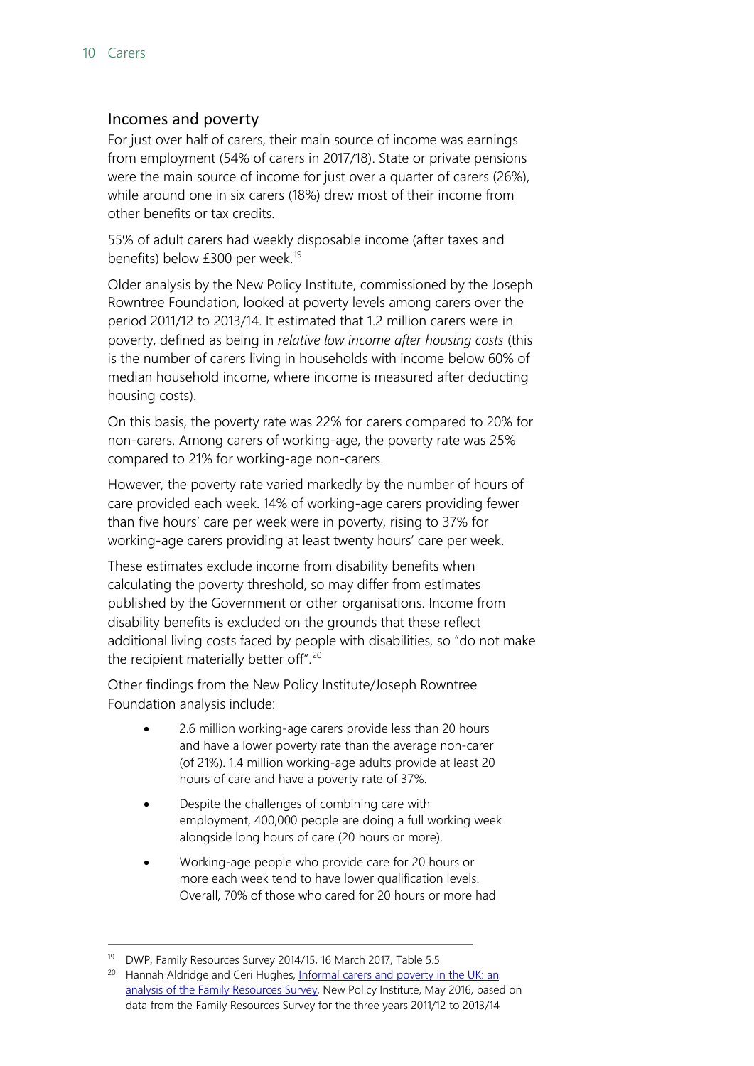## Incomes and poverty

For just over half of carers, their main source of income was earnings from employment (54% of carers in 2017/18). State or private pensions were the main source of income for just over a quarter of carers (26%), while around one in six carers (18%) drew most of their income from other benefits or tax credits.

55% of adult carers had weekly disposable income (after taxes and benefits) below £300 per week.[19]

Older analysis by the New Policy Institute, commissioned by the Joseph Rowntree Foundation, looked at poverty levels among carers over the period 2011/12 to 2013/14. It estimated that 1.2 million carers were in poverty, defined as being in *relative low income after housing costs* (this is the number of carers living in households with income below 60% of median household income, where income is measured after deducting housing costs).

On this basis, the poverty rate was 22% for carers compared to 20% for non-carers. Among carers of working-age, the poverty rate was 25% compared to 21% for working-age non-carers.

However, the poverty rate varied markedly by the number of hours of care provided each week. 14% of working-age carers providing fewer than five hours' care per week were in poverty, rising to 37% for working-age carers providing at least twenty hours' care per week.

These estimates exclude income from disability benefits when calculating the poverty threshold, so may differ from estimates published by the Government or other organisations. Income from disability benefits is excluded on the grounds that these reflect additional living costs faced by people with disabilities, so "do not make the recipient materially better off".[20]

Other findings from the New Policy Institute/Joseph Rowntree Foundation analysis include:

- 2.6 million working-age carers provide less than 20 hours and have a lower poverty rate than the average non-carer (of 21%). 1.4 million working-age adults provide at least 20 hours of care and have a poverty rate of 37%.
- Despite the challenges of combining care with employment, 400,000 people are doing a full working week alongside long hours of care (20 hours or more).
- Working-age people who provide care for 20 hours or more each week tend to have lower qualification levels. Overall, 70% of those who cared for 20 hours or more had

---

[19] DWP, Family Resources Survey 2014/15, 16 March 2017, Table 5.5

[20] Hannah Aldridge and Ceri Hughes, Informal carers and poverty in the UK: an analysis of the Family Resources Survey, New Policy Institute, May 2016, based on data from the Family Resources Survey for the three years 2011/12 to 2013/14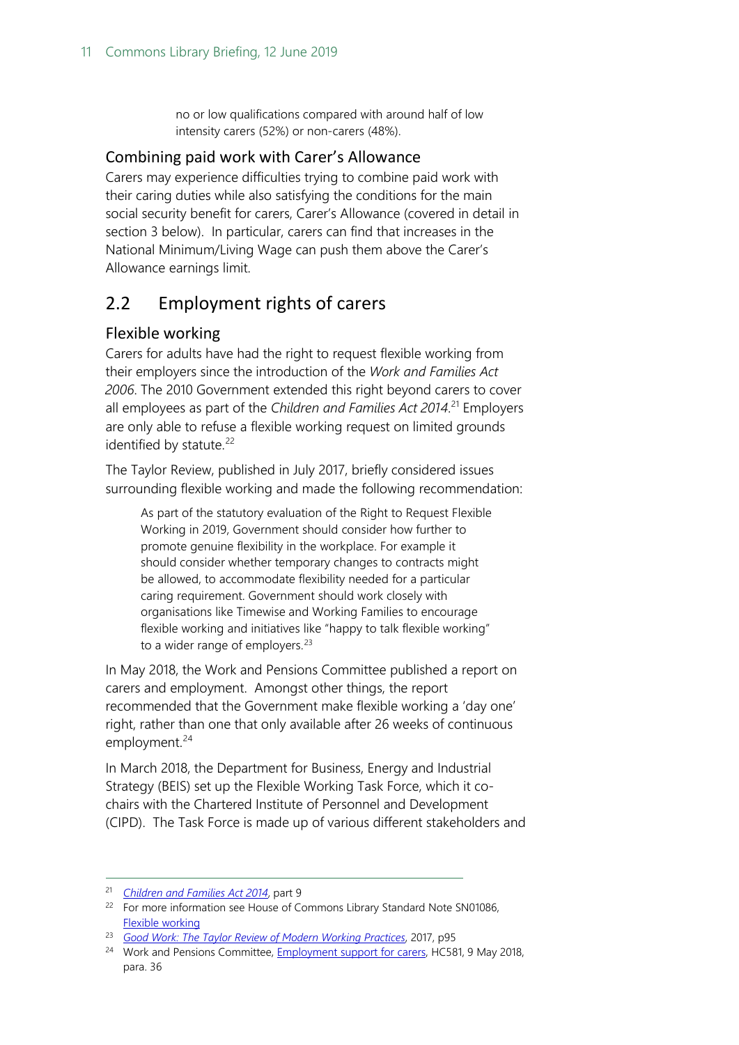no or low qualifications compared with around half of low intensity carers (52%) or non-carers (48%).

### Combining paid work with Carer's Allowance

Carers may experience difficulties trying to combine paid work with their caring duties while also satisfying the conditions for the main social security benefit for carers, Carer's Allowance (covered in detail in section 3 below). In particular, carers can find that increases in the National Minimum/Living Wage can push them above the Carer's Allowance earnings limit.

## 2.2 Employment rights of carers

### Flexible working

Carers for adults have had the right to request flexible working from their employers since the introduction of the *Work and Families Act 2006*. The 2010 Government extended this right beyond carers to cover all employees as part of the *Children and Families Act 2014*.[21] Employers are only able to refuse a flexible working request on limited grounds identified by statute.[22]

The Taylor Review, published in July 2017, briefly considered issues surrounding flexible working and made the following recommendation:

> As part of the statutory evaluation of the Right to Request Flexible Working in 2019, Government should consider how further to promote genuine flexibility in the workplace. For example it should consider whether temporary changes to contracts might be allowed, to accommodate flexibility needed for a particular caring requirement. Government should work closely with organisations like Timewise and Working Families to encourage flexible working and initiatives like "happy to talk flexible working" to a wider range of employers.[23]

In May 2018, the Work and Pensions Committee published a report on carers and employment. Amongst other things, the report recommended that the Government make flexible working a 'day one' right, rather than one that only available after 26 weeks of continuous employment.[24]

In March 2018, the Department for Business, Energy and Industrial Strategy (BEIS) set up the Flexible Working Task Force, which it co-chairs with the Chartered Institute of Personnel and Development (CIPD). The Task Force is made up of various different stakeholders and

---

[21] *Children and Families Act 2014*, part 9

[22] For more information see House of Commons Library Standard Note SN01086, Flexible working

[23] *Good Work: The Taylor Review of Modern Working Practices*, 2017, p95

[24] Work and Pensions Committee, Employment support for carers, HC581, 9 May 2018, para. 36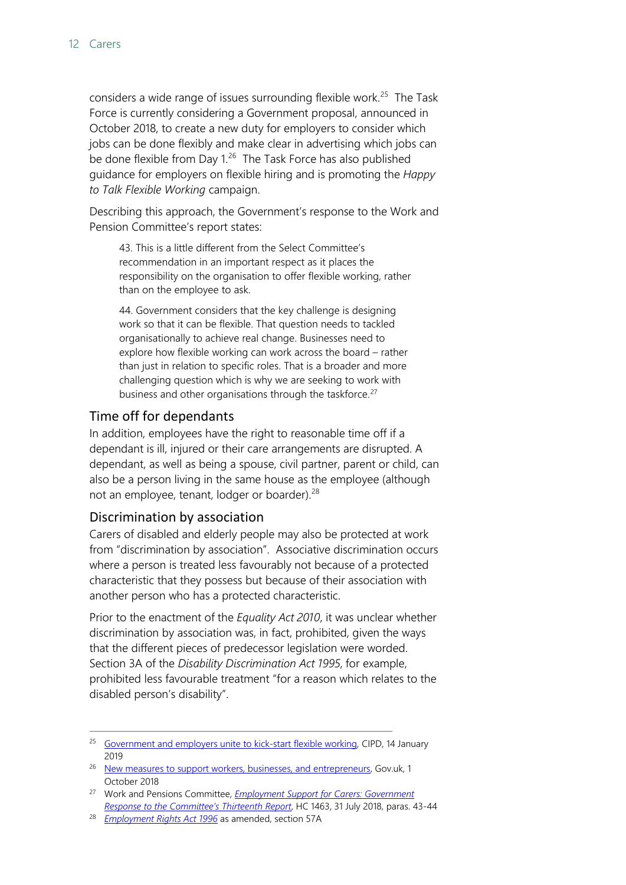considers a wide range of issues surrounding flexible work.[25] The Task Force is currently considering a Government proposal, announced in October 2018, to create a new duty for employers to consider which jobs can be done flexibly and make clear in advertising which jobs can be done flexible from Day 1.[26] The Task Force has also published guidance for employers on flexible hiring and is promoting the *Happy to Talk Flexible Working* campaign.

Describing this approach, the Government's response to the Work and Pension Committee's report states:

> 43. This is a little different from the Select Committee's recommendation in an important respect as it places the responsibility on the organisation to offer flexible working, rather than on the employee to ask.
>
> 44. Government considers that the key challenge is designing work so that it can be flexible. That question needs to tackled organisationally to achieve real change. Businesses need to explore how flexible working can work across the board – rather than just in relation to specific roles. That is a broader and more challenging question which is why we are seeking to work with business and other organisations through the taskforce.[27]

### Time off for dependants

In addition, employees have the right to reasonable time off if a dependant is ill, injured or their care arrangements are disrupted. A dependant, as well as being a spouse, civil partner, parent or child, can also be a person living in the same house as the employee (although not an employee, tenant, lodger or boarder).[28]

### Discrimination by association

Carers of disabled and elderly people may also be protected at work from "discrimination by association". Associative discrimination occurs where a person is treated less favourably not because of a protected characteristic that they possess but because of their association with another person who has a protected characteristic.

Prior to the enactment of the *Equality Act 2010*, it was unclear whether discrimination by association was, in fact, prohibited, given the ways that the different pieces of predecessor legislation were worded. Section 3A of the *Disability Discrimination Act 1995*, for example, prohibited less favourable treatment "for a reason which relates to the disabled person's disability".

---

[25] Government and employers unite to kick-start flexible working, CIPD, 14 January 2019

[26] New measures to support workers, businesses, and entrepreneurs, Gov.uk, 1 October 2018

[27] Work and Pensions Committee, *Employment Support for Carers: Government Response to the Committee's Thirteenth Report*, HC 1463, 31 July 2018, paras. 43-44

[28] *Employment Rights Act 1996* as amended, section 57A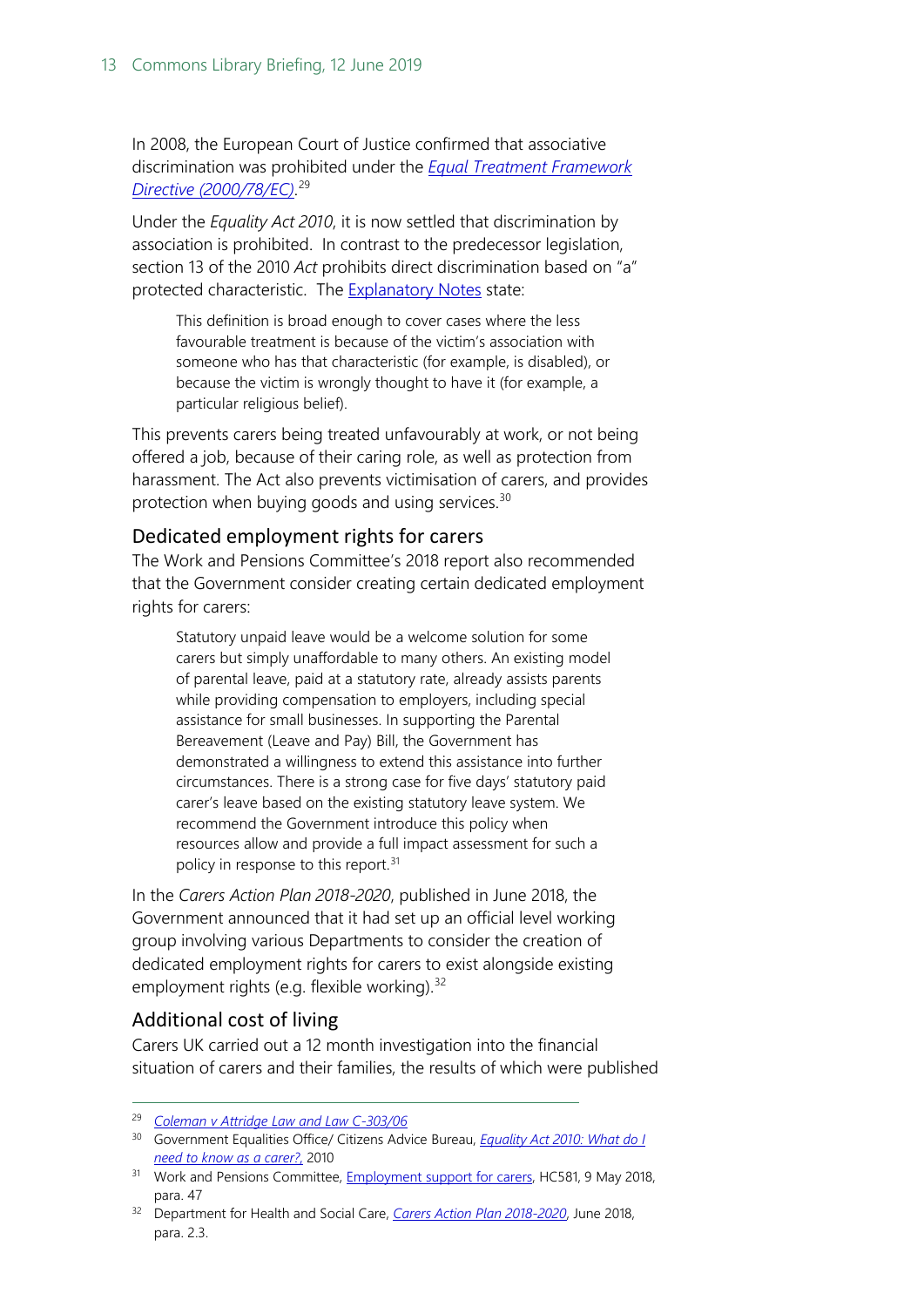In 2008, the European Court of Justice confirmed that associative discrimination was prohibited under the [*Equal Treatment Framework Directive (2000/78/EC)*](#).[29]

Under the *Equality Act 2010*, it is now settled that discrimination by association is prohibited. In contrast to the predecessor legislation, section 13 of the 2010 *Act* prohibits direct discrimination based on "a" protected characteristic. The [Explanatory Notes](#) state:

> This definition is broad enough to cover cases where the less favourable treatment is because of the victim's association with someone who has that characteristic (for example, is disabled), or because the victim is wrongly thought to have it (for example, a particular religious belief).

This prevents carers being treated unfavourably at work, or not being offered a job, because of their caring role, as well as protection from harassment. The Act also prevents victimisation of carers, and provides protection when buying goods and using services.[30]

## Dedicated employment rights for carers

The Work and Pensions Committee's 2018 report also recommended that the Government consider creating certain dedicated employment rights for carers:

> Statutory unpaid leave would be a welcome solution for some carers but simply unaffordable to many others. An existing model of parental leave, paid at a statutory rate, already assists parents while providing compensation to employers, including special assistance for small businesses. In supporting the Parental Bereavement (Leave and Pay) Bill, the Government has demonstrated a willingness to extend this assistance into further circumstances. There is a strong case for five days' statutory paid carer's leave based on the existing statutory leave system. We recommend the Government introduce this policy when resources allow and provide a full impact assessment for such a policy in response to this report.[31]

In the *Carers Action Plan 2018-2020*, published in June 2018, the Government announced that it had set up an official level working group involving various Departments to consider the creation of dedicated employment rights for carers to exist alongside existing employment rights (e.g. flexible working).[32]

## Additional cost of living

Carers UK carried out a 12 month investigation into the financial situation of carers and their families, the results of which were published

---

[29] *Coleman v Attridge Law and Law C-303/06*

[30] Government Equalities Office/ Citizens Advice Bureau, *Equality Act 2010: What do I need to know as a carer?*, 2010

[31] Work and Pensions Committee, Employment support for carers, HC581, 9 May 2018, para. 47

[32] Department for Health and Social Care, *Carers Action Plan 2018-2020*, June 2018, para. 2.3.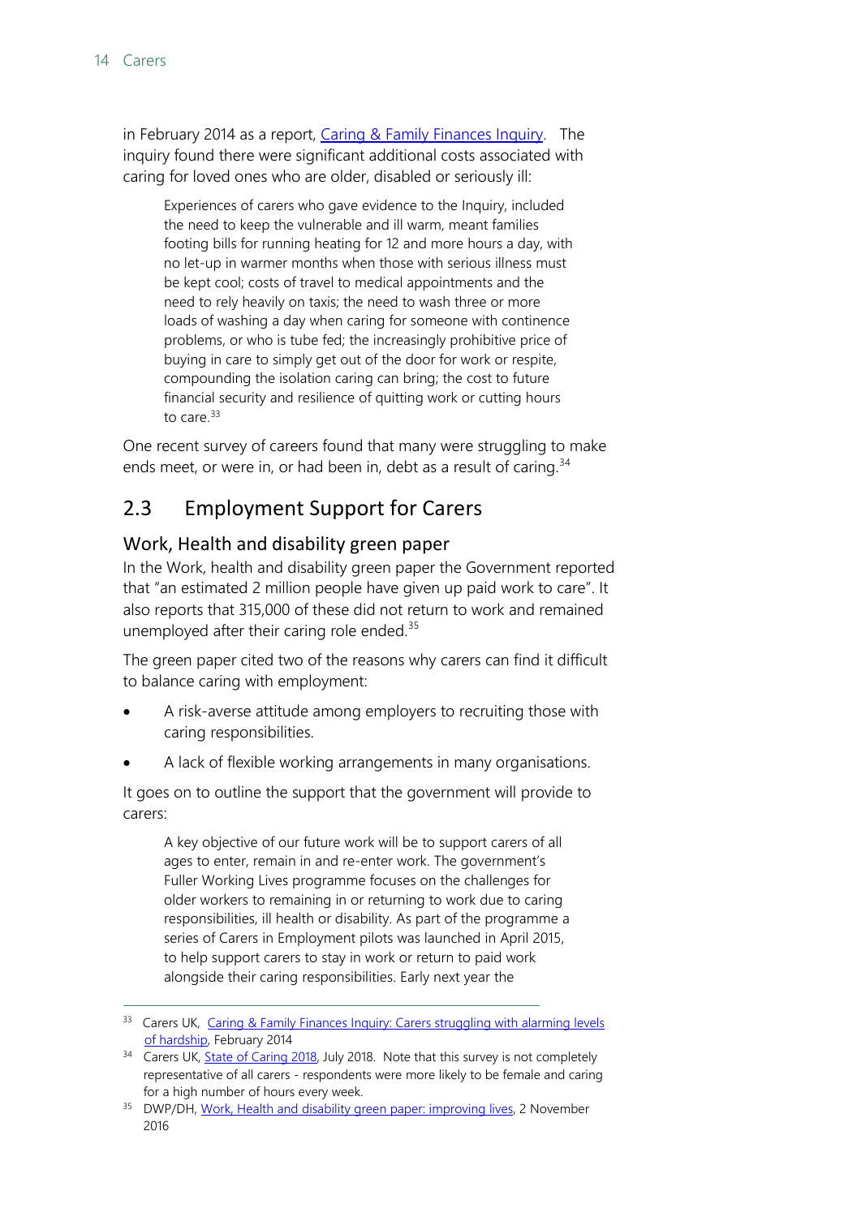in February 2014 as a report, Caring & Family Finances Inquiry. The inquiry found there were significant additional costs associated with caring for loved ones who are older, disabled or seriously ill:

> Experiences of carers who gave evidence to the Inquiry, included the need to keep the vulnerable and ill warm, meant families footing bills for running heating for 12 and more hours a day, with no let-up in warmer months when those with serious illness must be kept cool; costs of travel to medical appointments and the need to rely heavily on taxis; the need to wash three or more loads of washing a day when caring for someone with continence problems, or who is tube fed; the increasingly prohibitive price of buying in care to simply get out of the door for work or respite, compounding the isolation caring can bring; the cost to future financial security and resilience of quitting work or cutting hours to care.[33]

One recent survey of careers found that many were struggling to make ends meet, or were in, or had been in, debt as a result of caring.[34]

## 2.3 Employment Support for Carers

### Work, Health and disability green paper

In the Work, health and disability green paper the Government reported that "an estimated 2 million people have given up paid work to care". It also reports that 315,000 of these did not return to work and remained unemployed after their caring role ended.[35]

The green paper cited two of the reasons why carers can find it difficult to balance caring with employment:

- A risk-averse attitude among employers to recruiting those with caring responsibilities.
- A lack of flexible working arrangements in many organisations.

It goes on to outline the support that the government will provide to carers:

> A key objective of our future work will be to support carers of all ages to enter, remain in and re-enter work. The government's Fuller Working Lives programme focuses on the challenges for older workers to remaining in or returning to work due to caring responsibilities, ill health or disability. As part of the programme a series of Carers in Employment pilots was launched in April 2015, to help support carers to stay in work or return to paid work alongside their caring responsibilities. Early next year the

---

[33] Carers UK, Caring & Family Finances Inquiry: Carers struggling with alarming levels of hardship, February 2014

[34] Carers UK, State of Caring 2018, July 2018. Note that this survey is not completely representative of all carers - respondents were more likely to be female and caring for a high number of hours every week.

[35] DWP/DH, Work, Health and disability green paper: improving lives, 2 November 2016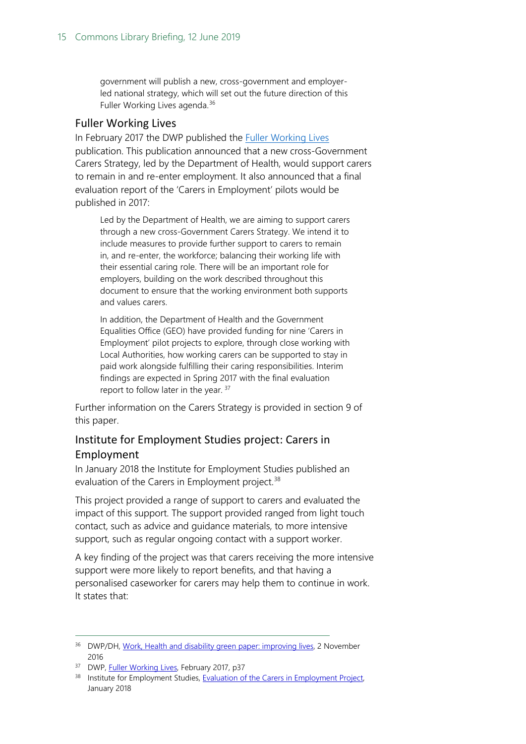> government will publish a new, cross-government and employer-led national strategy, which will set out the future direction of this Fuller Working Lives agenda.[36]

## Fuller Working Lives

In February 2017 the DWP published the Fuller Working Lives publication. This publication announced that a new cross-Government Carers Strategy, led by the Department of Health, would support carers to remain in and re-enter employment. It also announced that a final evaluation report of the 'Carers in Employment' pilots would be published in 2017:

> Led by the Department of Health, we are aiming to support carers through a new cross-Government Carers Strategy. We intend it to include measures to provide further support to carers to remain in, and re-enter, the workforce; balancing their working life with their essential caring role. There will be an important role for employers, building on the work described throughout this document to ensure that the working environment both supports and values carers.
>
> In addition, the Department of Health and the Government Equalities Office (GEO) have provided funding for nine 'Carers in Employment' pilot projects to explore, through close working with Local Authorities, how working carers can be supported to stay in paid work alongside fulfilling their caring responsibilities. Interim findings are expected in Spring 2017 with the final evaluation report to follow later in the year. [37]

Further information on the Carers Strategy is provided in section 9 of this paper.

## Institute for Employment Studies project: Carers in Employment

In January 2018 the Institute for Employment Studies published an evaluation of the Carers in Employment project.[38]

This project provided a range of support to carers and evaluated the impact of this support. The support provided ranged from light touch contact, such as advice and guidance materials, to more intensive support, such as regular ongoing contact with a support worker.

A key finding of the project was that carers receiving the more intensive support were more likely to report benefits, and that having a personalised caseworker for carers may help them to continue in work. It states that:

---

[36] DWP/DH, Work, Health and disability green paper: improving lives, 2 November 2016

[37] DWP, Fuller Working Lives, February 2017, p37

[38] Institute for Employment Studies, Evaluation of the Carers in Employment Project, January 2018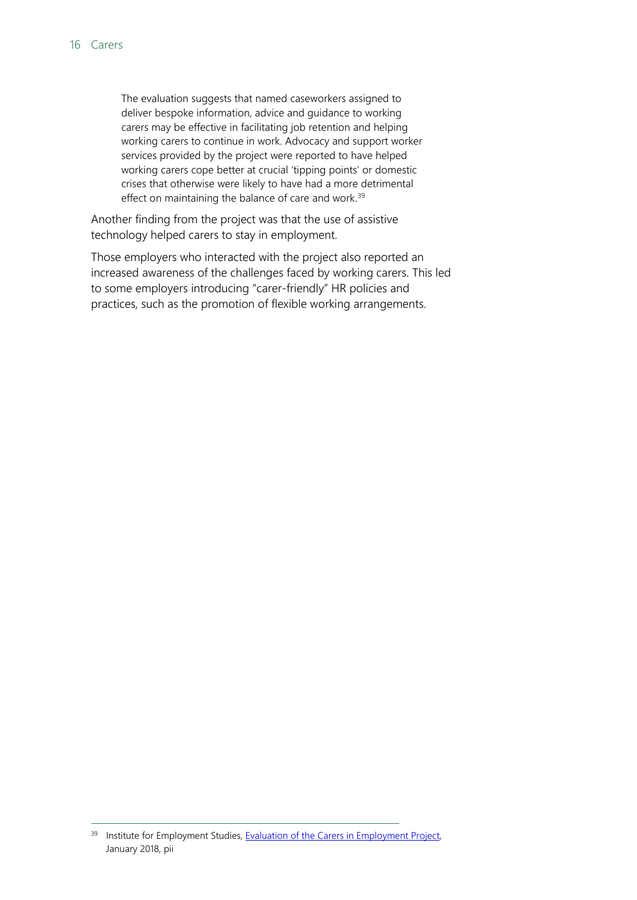> The evaluation suggests that named caseworkers assigned to deliver bespoke information, advice and guidance to working carers may be effective in facilitating job retention and helping working carers to continue in work. Advocacy and support worker services provided by the project were reported to have helped working carers cope better at crucial 'tipping points' or domestic crises that otherwise were likely to have had a more detrimental effect on maintaining the balance of care and work.[39]

Another finding from the project was that the use of assistive technology helped carers to stay in employment.

Those employers who interacted with the project also reported an increased awareness of the challenges faced by working carers. This led to some employers introducing "carer-friendly" HR policies and practices, such as the promotion of flexible working arrangements.

---

[39] Institute for Employment Studies, Evaluation of the Carers in Employment Project, January 2018, pii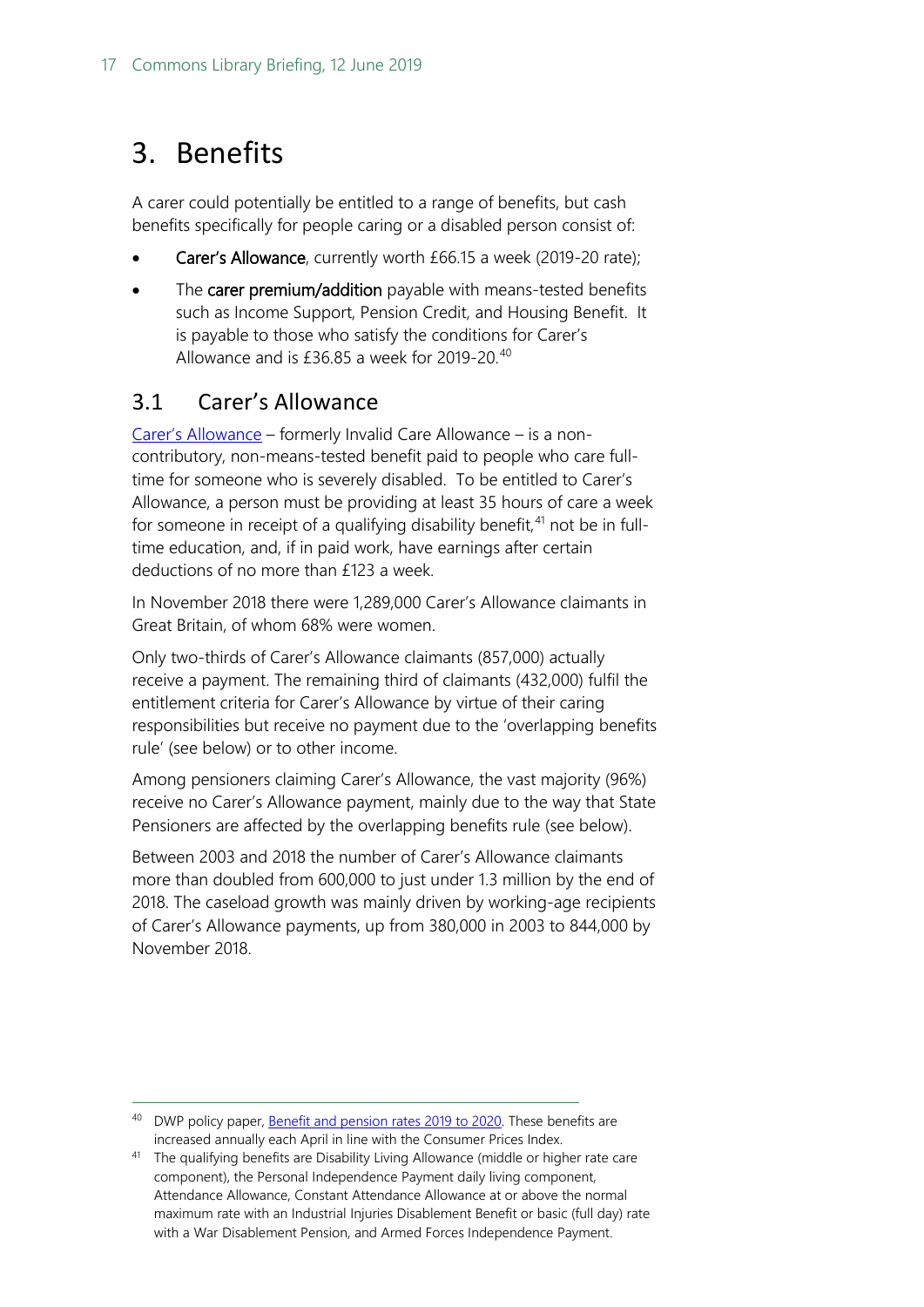# 3. Benefits

A carer could potentially be entitled to a range of benefits, but cash benefits specifically for people caring or a disabled person consist of:

- **Carer's Allowance**, currently worth £66.15 a week (2019-20 rate);
- The **carer premium/addition** payable with means-tested benefits such as Income Support, Pension Credit, and Housing Benefit. It is payable to those who satisfy the conditions for Carer's Allowance and is £36.85 a week for 2019-20.[40]

## 3.1 Carer's Allowance

Carer's Allowance – formerly Invalid Care Allowance – is a non-contributory, non-means-tested benefit paid to people who care full-time for someone who is severely disabled. To be entitled to Carer's Allowance, a person must be providing at least 35 hours of care a week for someone in receipt of a qualifying disability benefit,[41] not be in full-time education, and, if in paid work, have earnings after certain deductions of no more than £123 a week.

In November 2018 there were 1,289,000 Carer's Allowance claimants in Great Britain, of whom 68% were women.

Only two-thirds of Carer's Allowance claimants (857,000) actually receive a payment. The remaining third of claimants (432,000) fulfil the entitlement criteria for Carer's Allowance by virtue of their caring responsibilities but receive no payment due to the 'overlapping benefits rule' (see below) or to other income.

Among pensioners claiming Carer's Allowance, the vast majority (96%) receive no Carer's Allowance payment, mainly due to the way that State Pensioners are affected by the overlapping benefits rule (see below).

Between 2003 and 2018 the number of Carer's Allowance claimants more than doubled from 600,000 to just under 1.3 million by the end of 2018. The caseload growth was mainly driven by working-age recipients of Carer's Allowance payments, up from 380,000 in 2003 to 844,000 by November 2018.

---

[40] DWP policy paper, Benefit and pension rates 2019 to 2020. These benefits are increased annually each April in line with the Consumer Prices Index.

[41] The qualifying benefits are Disability Living Allowance (middle or higher rate care component), the Personal Independence Payment daily living component, Attendance Allowance, Constant Attendance Allowance at or above the normal maximum rate with an Industrial Injuries Disablement Benefit or basic (full day) rate with a War Disablement Pension, and Armed Forces Independence Payment.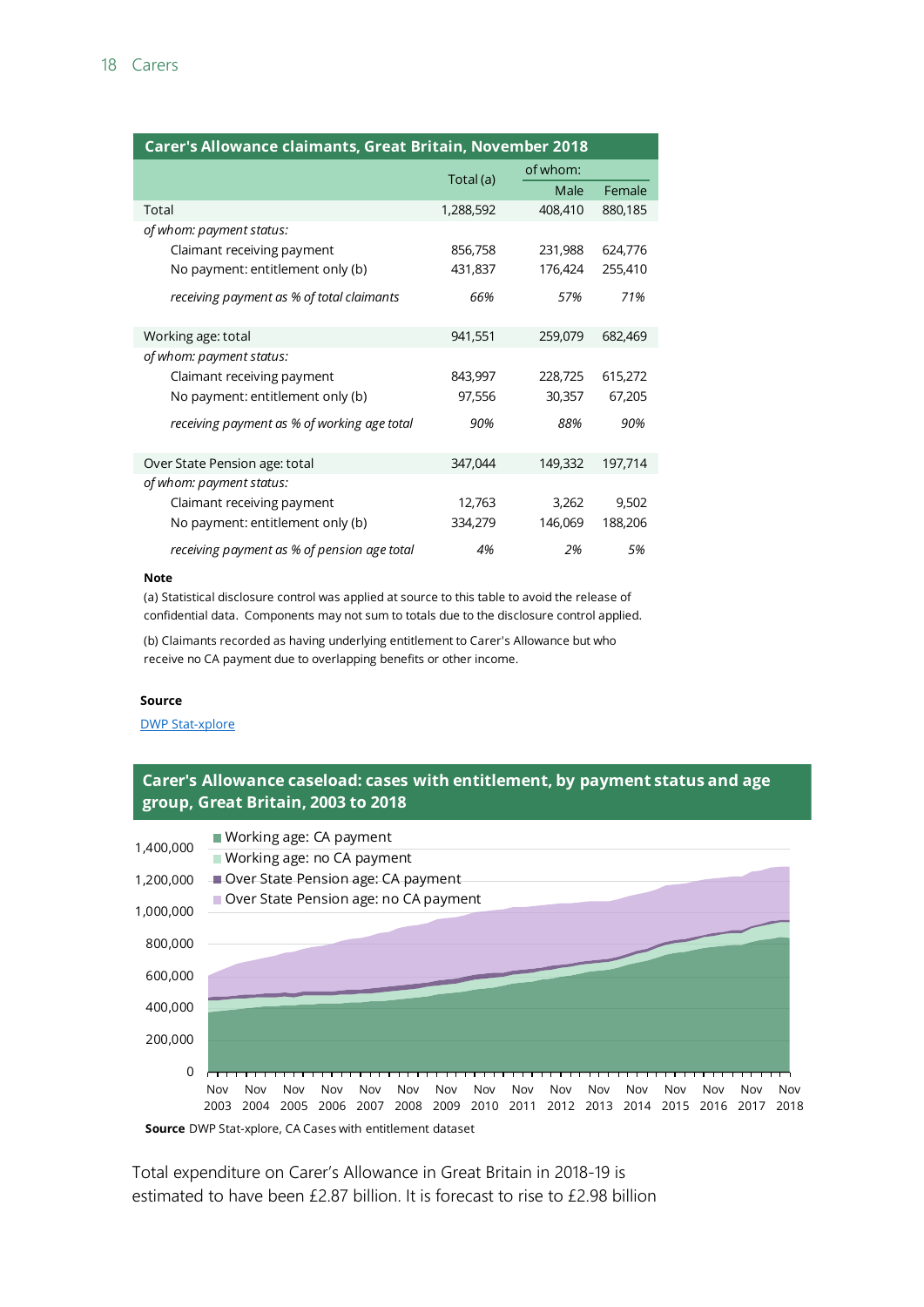**Carer's Allowance claimants, Great Britain, November 2018**

| | Total (a) | of whom: Male | Female |
|---|---|---|---|
| Total | 1,288,592 | 408,410 | 880,185 |
| *of whom: payment status:* | | | |
| Claimant receiving payment | 856,758 | 231,988 | 624,776 |
| No payment: entitlement only (b) | 431,837 | 176,424 | 255,410 |
| *receiving payment as % of total claimants* | *66%* | *57%* | *71%* |
| Working age: total | 941,551 | 259,079 | 682,469 |
| *of whom: payment status:* | | | |
| Claimant receiving payment | 843,997 | 228,725 | 615,272 |
| No payment: entitlement only (b) | 97,556 | 30,357 | 67,205 |
| *receiving payment as % of working age total* | *90%* | *88%* | *90%* |
| Over State Pension age: total | 347,044 | 149,332 | 197,714 |
| *of whom: payment status:* | | | |
| Claimant receiving payment | 12,763 | 3,262 | 9,502 |
| No payment: entitlement only (b) | 334,279 | 146,069 | 188,206 |
| *receiving payment as % of pension age total* | *4%* | *2%* | *5%* |

**Note**

(a) Statistical disclosure control was applied at source to this table to avoid the release of confidential data. Components may not sum to totals due to the disclosure control applied.

(b) Claimants recorded as having underlying entitlement to Carer's Allowance but who receive no CA payment due to overlapping benefits or other income.

**Source**

DWP Stat-xplore

**Carer's Allowance caseload: cases with entitlement, by payment status and age group, Great Britain, 2003 to 2018**

**Source** DWP Stat-xplore, CA Cases with entitlement dataset

Total expenditure on Carer's Allowance in Great Britain in 2018-19 is estimated to have been £2.87 billion. It is forecast to rise to £2.98 billion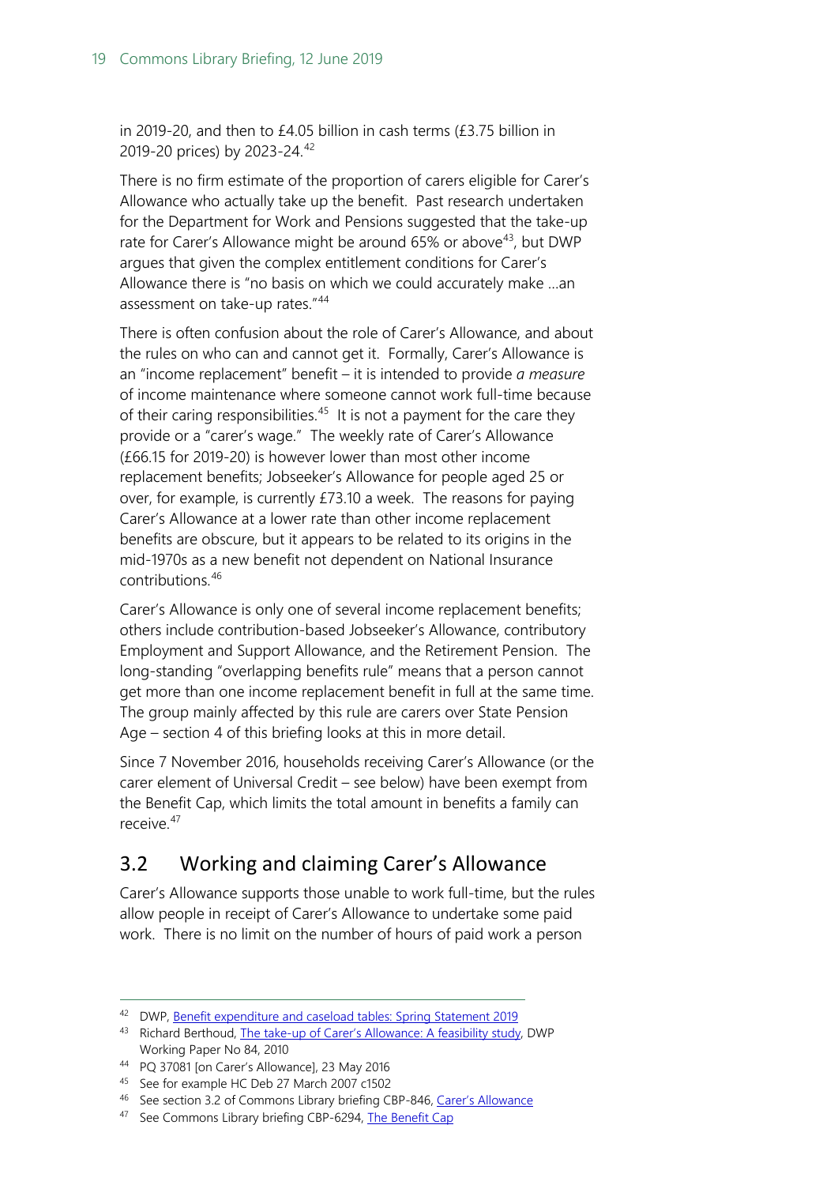in 2019-20, and then to £4.05 billion in cash terms (£3.75 billion in 2019-20 prices) by 2023-24.[42]

There is no firm estimate of the proportion of carers eligible for Carer's Allowance who actually take up the benefit. Past research undertaken for the Department for Work and Pensions suggested that the take-up rate for Carer's Allowance might be around 65% or above[43], but DWP argues that given the complex entitlement conditions for Carer's Allowance there is "no basis on which we could accurately make …an assessment on take-up rates."[44]

There is often confusion about the role of Carer's Allowance, and about the rules on who can and cannot get it. Formally, Carer's Allowance is an "income replacement" benefit – it is intended to provide *a measure* of income maintenance where someone cannot work full-time because of their caring responsibilities.[45] It is not a payment for the care they provide or a "carer's wage." The weekly rate of Carer's Allowance (£66.15 for 2019-20) is however lower than most other income replacement benefits; Jobseeker's Allowance for people aged 25 or over, for example, is currently £73.10 a week. The reasons for paying Carer's Allowance at a lower rate than other income replacement benefits are obscure, but it appears to be related to its origins in the mid-1970s as a new benefit not dependent on National Insurance contributions.[46]

Carer's Allowance is only one of several income replacement benefits; others include contribution-based Jobseeker's Allowance, contributory Employment and Support Allowance, and the Retirement Pension. The long-standing "overlapping benefits rule" means that a person cannot get more than one income replacement benefit in full at the same time. The group mainly affected by this rule are carers over State Pension Age – section 4 of this briefing looks at this in more detail.

Since 7 November 2016, households receiving Carer's Allowance (or the carer element of Universal Credit – see below) have been exempt from the Benefit Cap, which limits the total amount in benefits a family can receive.[47]

## 3.2 Working and claiming Carer's Allowance

Carer's Allowance supports those unable to work full-time, but the rules allow people in receipt of Carer's Allowance to undertake some paid work. There is no limit on the number of hours of paid work a person

---

[42] DWP, Benefit expenditure and caseload tables: Spring Statement 2019

[43] Richard Berthoud, The take-up of Carer's Allowance: A feasibility study, DWP Working Paper No 84, 2010

[44] PQ 37081 [on Carer's Allowance], 23 May 2016

[45] See for example HC Deb 27 March 2007 c1502

[46] See section 3.2 of Commons Library briefing CBP-846, Carer's Allowance

[47] See Commons Library briefing CBP-6294, The Benefit Cap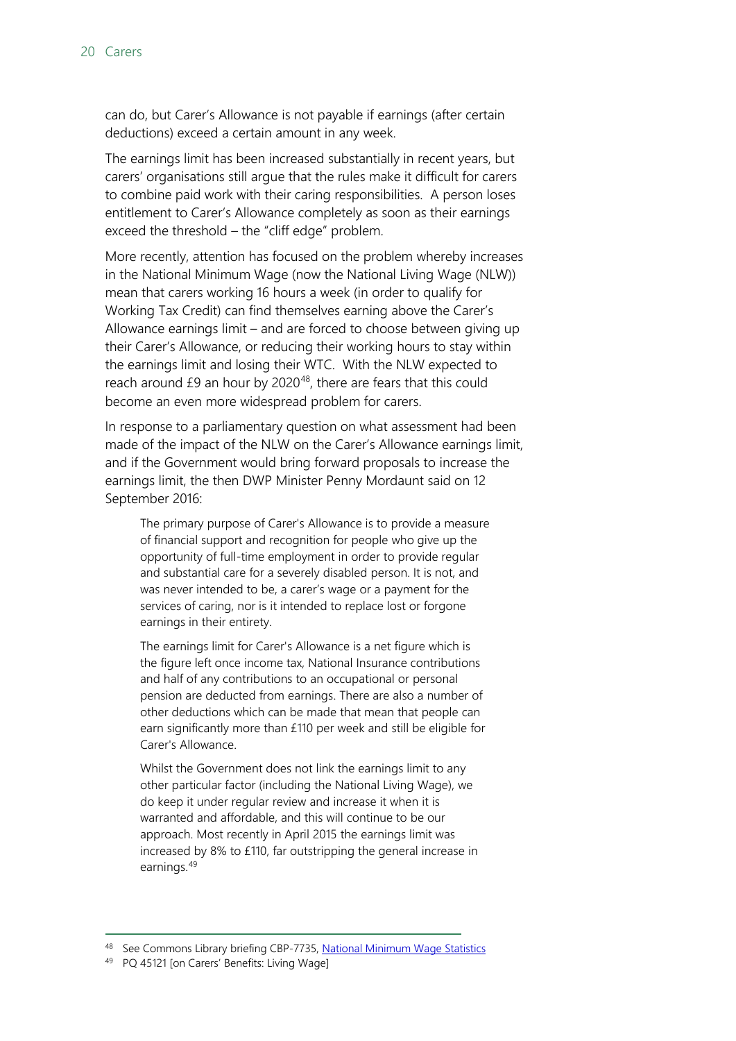can do, but Carer's Allowance is not payable if earnings (after certain deductions) exceed a certain amount in any week.

The earnings limit has been increased substantially in recent years, but carers' organisations still argue that the rules make it difficult for carers to combine paid work with their caring responsibilities. A person loses entitlement to Carer's Allowance completely as soon as their earnings exceed the threshold – the "cliff edge" problem.

More recently, attention has focused on the problem whereby increases in the National Minimum Wage (now the National Living Wage (NLW)) mean that carers working 16 hours a week (in order to qualify for Working Tax Credit) can find themselves earning above the Carer's Allowance earnings limit – and are forced to choose between giving up their Carer's Allowance, or reducing their working hours to stay within the earnings limit and losing their WTC. With the NLW expected to reach around £9 an hour by 2020[48], there are fears that this could become an even more widespread problem for carers.

In response to a parliamentary question on what assessment had been made of the impact of the NLW on the Carer's Allowance earnings limit, and if the Government would bring forward proposals to increase the earnings limit, the then DWP Minister Penny Mordaunt said on 12 September 2016:

> The primary purpose of Carer's Allowance is to provide a measure of financial support and recognition for people who give up the opportunity of full-time employment in order to provide regular and substantial care for a severely disabled person. It is not, and was never intended to be, a carer's wage or a payment for the services of caring, nor is it intended to replace lost or forgone earnings in their entirety.
>
> The earnings limit for Carer's Allowance is a net figure which is the figure left once income tax, National Insurance contributions and half of any contributions to an occupational or personal pension are deducted from earnings. There are also a number of other deductions which can be made that mean that people can earn significantly more than £110 per week and still be eligible for Carer's Allowance.
>
> Whilst the Government does not link the earnings limit to any other particular factor (including the National Living Wage), we do keep it under regular review and increase it when it is warranted and affordable, and this will continue to be our approach. Most recently in April 2015 the earnings limit was increased by 8% to £110, far outstripping the general increase in earnings.[49]

---

[48] See Commons Library briefing CBP-7735, National Minimum Wage Statistics

[49] PQ 45121 [on Carers' Benefits: Living Wage]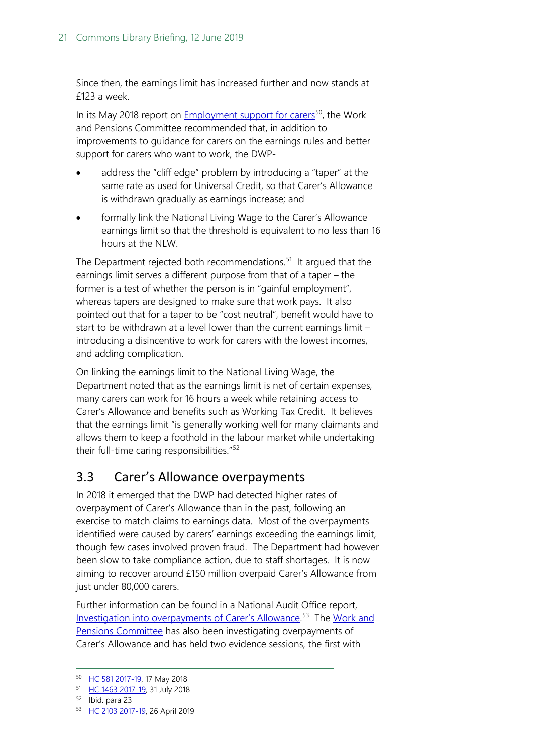Since then, the earnings limit has increased further and now stands at £123 a week.

In its May 2018 report on Employment support for carers[50], the Work and Pensions Committee recommended that, in addition to improvements to guidance for carers on the earnings rules and better support for carers who want to work, the DWP-

- address the "cliff edge" problem by introducing a "taper" at the same rate as used for Universal Credit, so that Carer's Allowance is withdrawn gradually as earnings increase; and
- formally link the National Living Wage to the Carer's Allowance earnings limit so that the threshold is equivalent to no less than 16 hours at the NLW.

The Department rejected both recommendations.[51] It argued that the earnings limit serves a different purpose from that of a taper – the former is a test of whether the person is in "gainful employment", whereas tapers are designed to make sure that work pays. It also pointed out that for a taper to be "cost neutral", benefit would have to start to be withdrawn at a level lower than the current earnings limit – introducing a disincentive to work for carers with the lowest incomes, and adding complication.

On linking the earnings limit to the National Living Wage, the Department noted that as the earnings limit is net of certain expenses, many carers can work for 16 hours a week while retaining access to Carer's Allowance and benefits such as Working Tax Credit. It believes that the earnings limit "is generally working well for many claimants and allows them to keep a foothold in the labour market while undertaking their full-time caring responsibilities."[52]

## 3.3 Carer's Allowance overpayments

In 2018 it emerged that the DWP had detected higher rates of overpayment of Carer's Allowance than in the past, following an exercise to match claims to earnings data. Most of the overpayments identified were caused by carers' earnings exceeding the earnings limit, though few cases involved proven fraud. The Department had however been slow to take compliance action, due to staff shortages. It is now aiming to recover around £150 million overpaid Carer's Allowance from just under 80,000 carers.

Further information can be found in a National Audit Office report, Investigation into overpayments of Carer's Allowance.[53] The Work and Pensions Committee has also been investigating overpayments of Carer's Allowance and has held two evidence sessions, the first with

---

[50] HC 581 2017-19, 17 May 2018

[51] HC 1463 2017-19, 31 July 2018

[52] Ibid. para 23

[53] HC 2103 2017-19, 26 April 2019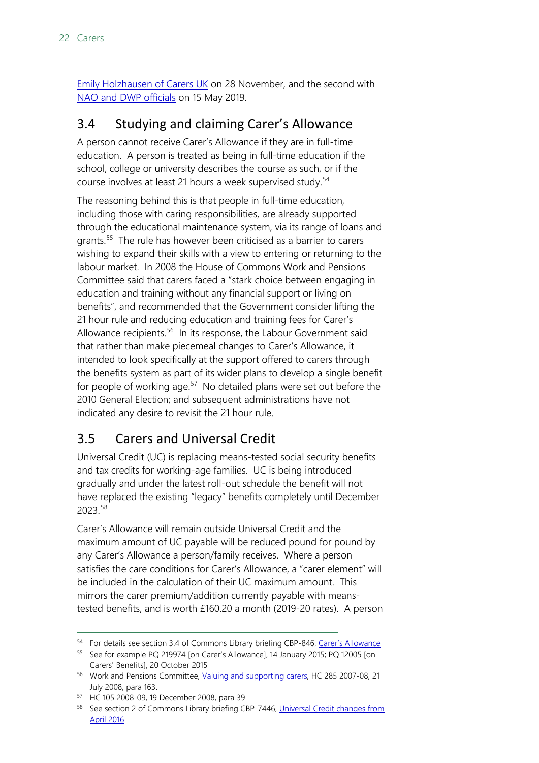[Emily Holzhausen of Carers UK](#) on 28 November, and the second with [NAO and DWP officials](#) on 15 May 2019.

## 3.4 Studying and claiming Carer's Allowance

A person cannot receive Carer's Allowance if they are in full-time education. A person is treated as being in full-time education if the school, college or university describes the course as such, or if the course involves at least 21 hours a week supervised study.[54]

The reasoning behind this is that people in full-time education, including those with caring responsibilities, are already supported through the educational maintenance system, via its range of loans and grants.[55] The rule has however been criticised as a barrier to carers wishing to expand their skills with a view to entering or returning to the labour market. In 2008 the House of Commons Work and Pensions Committee said that carers faced a "stark choice between engaging in education and training without any financial support or living on benefits", and recommended that the Government consider lifting the 21 hour rule and reducing education and training fees for Carer's Allowance recipients.[56] In its response, the Labour Government said that rather than make piecemeal changes to Carer's Allowance, it intended to look specifically at the support offered to carers through the benefits system as part of its wider plans to develop a single benefit for people of working age.[57] No detailed plans were set out before the 2010 General Election; and subsequent administrations have not indicated any desire to revisit the 21 hour rule.

## 3.5 Carers and Universal Credit

Universal Credit (UC) is replacing means-tested social security benefits and tax credits for working-age families. UC is being introduced gradually and under the latest roll-out schedule the benefit will not have replaced the existing "legacy" benefits completely until December 2023.[58]

Carer's Allowance will remain outside Universal Credit and the maximum amount of UC payable will be reduced pound for pound by any Carer's Allowance a person/family receives. Where a person satisfies the care conditions for Carer's Allowance, a "carer element" will be included in the calculation of their UC maximum amount. This mirrors the carer premium/addition currently payable with means-tested benefits, and is worth £160.20 a month (2019-20 rates). A person

---

[54] For details see section 3.4 of Commons Library briefing CBP-846, [Carer's Allowance](#)

[55] See for example PQ 219974 [on Carer's Allowance], 14 January 2015; PQ 12005 [on Carers' Benefits], 20 October 2015

[56] Work and Pensions Committee, [Valuing and supporting carers](#), HC 285 2007-08, 21 July 2008, para 163.

[57] HC 105 2008-09, 19 December 2008, para 39

[58] See section 2 of Commons Library briefing CBP-7446, [Universal Credit changes from April 2016](#)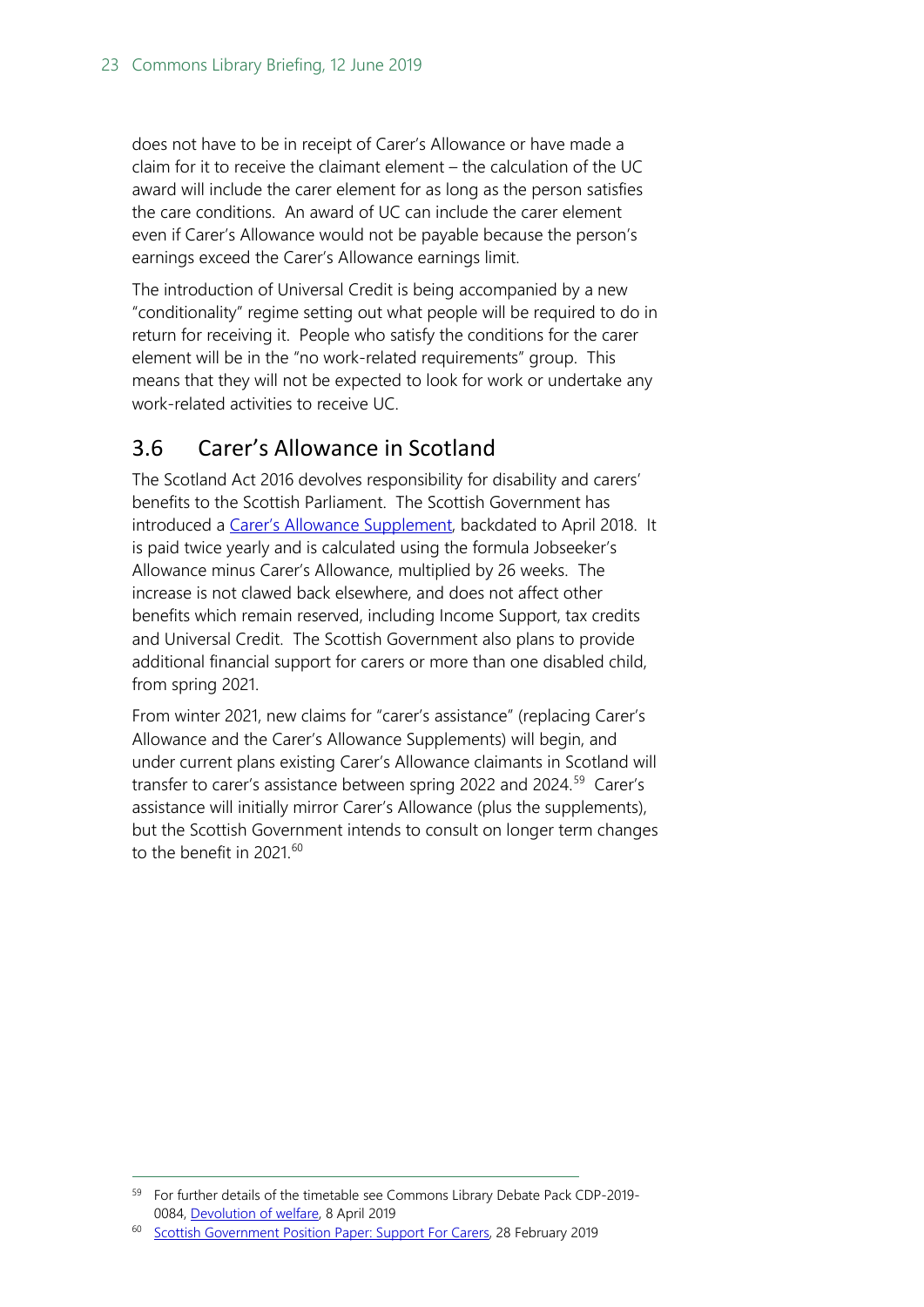does not have to be in receipt of Carer's Allowance or have made a claim for it to receive the claimant element – the calculation of the UC award will include the carer element for as long as the person satisfies the care conditions. An award of UC can include the carer element even if Carer's Allowance would not be payable because the person's earnings exceed the Carer's Allowance earnings limit.

The introduction of Universal Credit is being accompanied by a new "conditionality" regime setting out what people will be required to do in return for receiving it. People who satisfy the conditions for the carer element will be in the "no work-related requirements" group. This means that they will not be expected to look for work or undertake any work-related activities to receive UC.

## 3.6 Carer's Allowance in Scotland

The Scotland Act 2016 devolves responsibility for disability and carers' benefits to the Scottish Parliament. The Scottish Government has introduced a Carer's Allowance Supplement, backdated to April 2018. It is paid twice yearly and is calculated using the formula Jobseeker's Allowance minus Carer's Allowance, multiplied by 26 weeks. The increase is not clawed back elsewhere, and does not affect other benefits which remain reserved, including Income Support, tax credits and Universal Credit. The Scottish Government also plans to provide additional financial support for carers or more than one disabled child, from spring 2021.

From winter 2021, new claims for "carer's assistance" (replacing Carer's Allowance and the Carer's Allowance Supplements) will begin, and under current plans existing Carer's Allowance claimants in Scotland will transfer to carer's assistance between spring 2022 and 2024.[59] Carer's assistance will initially mirror Carer's Allowance (plus the supplements), but the Scottish Government intends to consult on longer term changes to the benefit in 2021.[60]

---

[59] For further details of the timetable see Commons Library Debate Pack CDP-2019-0084, Devolution of welfare, 8 April 2019

[60] Scottish Government Position Paper: Support For Carers, 28 February 2019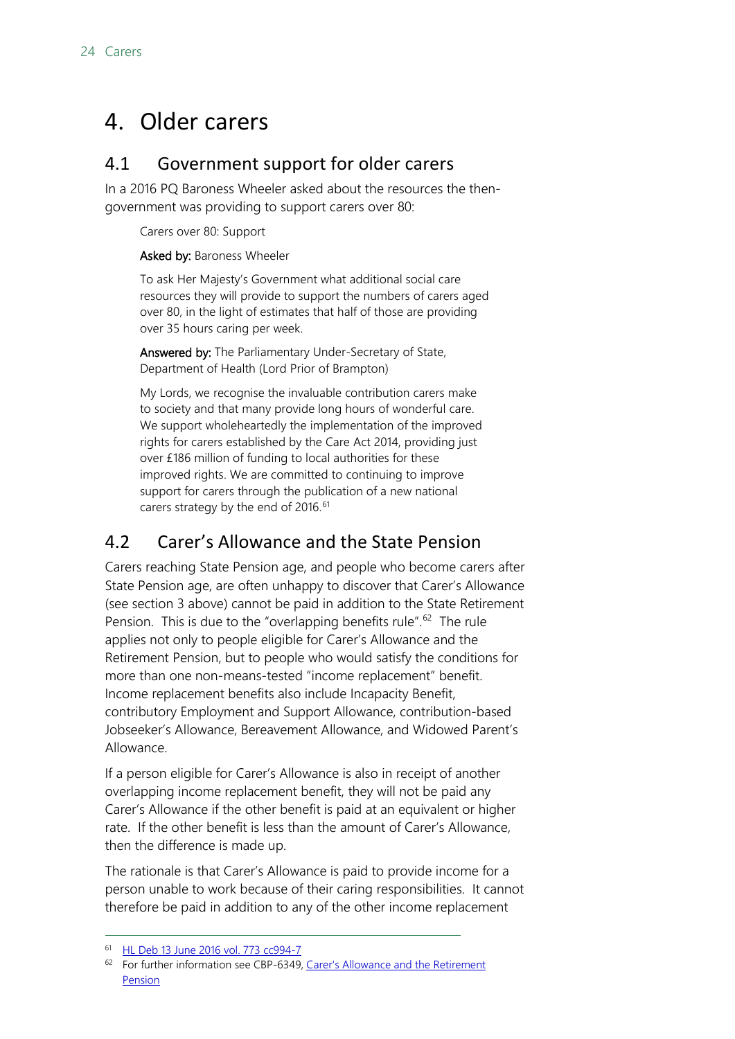# 4. Older carers

## 4.1 Government support for older carers

In a 2016 PQ Baroness Wheeler asked about the resources the then-government was providing to support carers over 80:

> Carers over 80: Support
>
> **Asked by:** Baroness Wheeler
>
> To ask Her Majesty's Government what additional social care resources they will provide to support the numbers of carers aged over 80, in the light of estimates that half of those are providing over 35 hours caring per week.
>
> **Answered by:** The Parliamentary Under-Secretary of State, Department of Health (Lord Prior of Brampton)
>
> My Lords, we recognise the invaluable contribution carers make to society and that many provide long hours of wonderful care. We support wholeheartedly the implementation of the improved rights for carers established by the Care Act 2014, providing just over £186 million of funding to local authorities for these improved rights. We are committed to continuing to improve support for carers through the publication of a new national carers strategy by the end of 2016.[61]

## 4.2 Carer's Allowance and the State Pension

Carers reaching State Pension age, and people who become carers after State Pension age, are often unhappy to discover that Carer's Allowance (see section 3 above) cannot be paid in addition to the State Retirement Pension. This is due to the "overlapping benefits rule".[62] The rule applies not only to people eligible for Carer's Allowance and the Retirement Pension, but to people who would satisfy the conditions for more than one non-means-tested "income replacement" benefit. Income replacement benefits also include Incapacity Benefit, contributory Employment and Support Allowance, contribution-based Jobseeker's Allowance, Bereavement Allowance, and Widowed Parent's Allowance.

If a person eligible for Carer's Allowance is also in receipt of another overlapping income replacement benefit, they will not be paid any Carer's Allowance if the other benefit is paid at an equivalent or higher rate. If the other benefit is less than the amount of Carer's Allowance, then the difference is made up.

The rationale is that Carer's Allowance is paid to provide income for a person unable to work because of their caring responsibilities. It cannot therefore be paid in addition to any of the other income replacement

---

[61] HL Deb 13 June 2016 vol. 773 cc994-7

[62] For further information see CBP-6349, Carer's Allowance and the Retirement Pension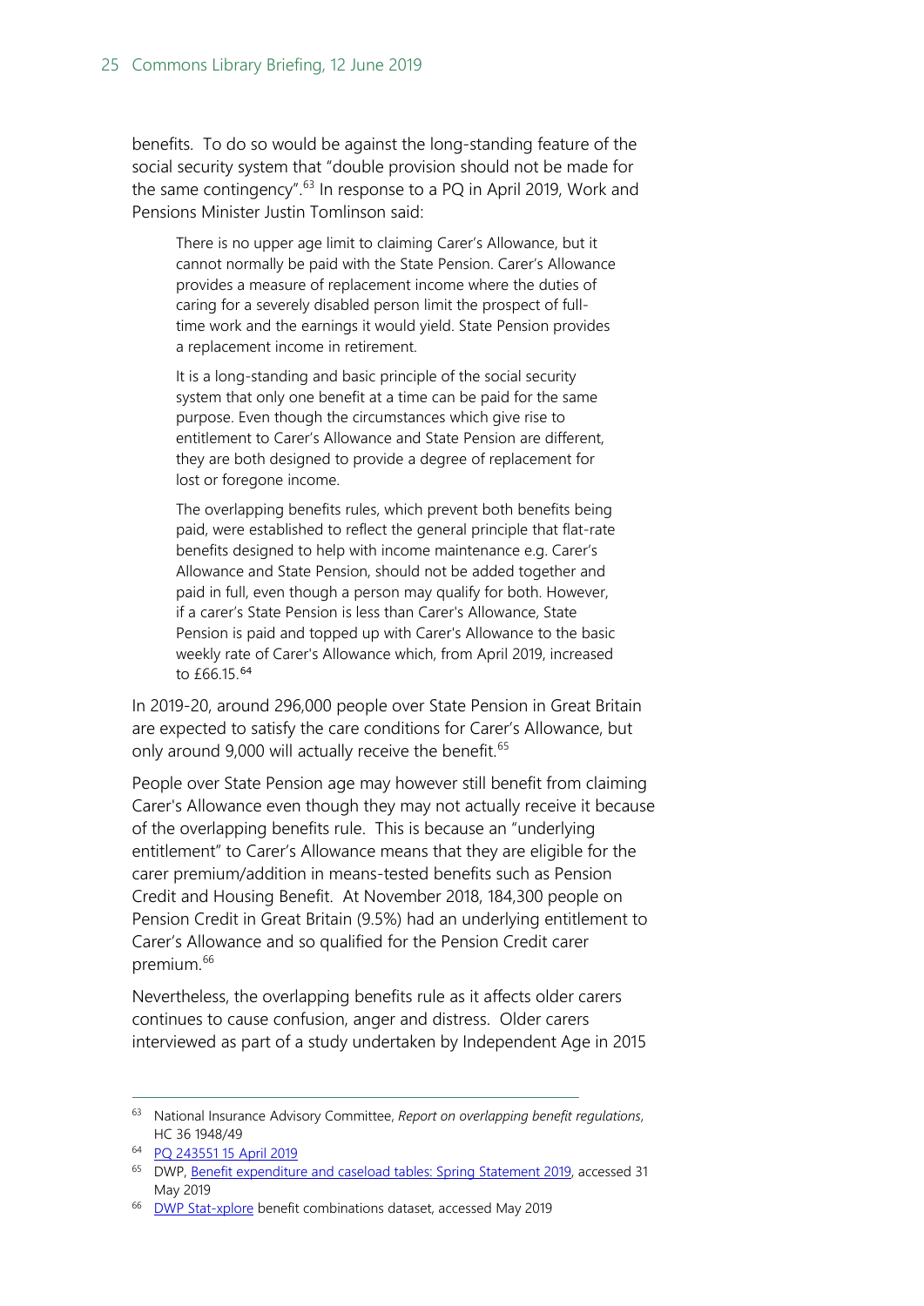benefits. To do so would be against the long-standing feature of the social security system that "double provision should not be made for the same contingency".[63] In response to a PQ in April 2019, Work and Pensions Minister Justin Tomlinson said:

> There is no upper age limit to claiming Carer's Allowance, but it cannot normally be paid with the State Pension. Carer's Allowance provides a measure of replacement income where the duties of caring for a severely disabled person limit the prospect of full-time work and the earnings it would yield. State Pension provides a replacement income in retirement.
>
> It is a long-standing and basic principle of the social security system that only one benefit at a time can be paid for the same purpose. Even though the circumstances which give rise to entitlement to Carer's Allowance and State Pension are different, they are both designed to provide a degree of replacement for lost or foregone income.
>
> The overlapping benefits rules, which prevent both benefits being paid, were established to reflect the general principle that flat-rate benefits designed to help with income maintenance e.g. Carer's Allowance and State Pension, should not be added together and paid in full, even though a person may qualify for both. However, if a carer's State Pension is less than Carer's Allowance, State Pension is paid and topped up with Carer's Allowance to the basic weekly rate of Carer's Allowance which, from April 2019, increased to £66.15.[64]

In 2019-20, around 296,000 people over State Pension in Great Britain are expected to satisfy the care conditions for Carer's Allowance, but only around 9,000 will actually receive the benefit.[65]

People over State Pension age may however still benefit from claiming Carer's Allowance even though they may not actually receive it because of the overlapping benefits rule. This is because an "underlying entitlement" to Carer's Allowance means that they are eligible for the carer premium/addition in means-tested benefits such as Pension Credit and Housing Benefit. At November 2018, 184,300 people on Pension Credit in Great Britain (9.5%) had an underlying entitlement to Carer's Allowance and so qualified for the Pension Credit carer premium.[66]

Nevertheless, the overlapping benefits rule as it affects older carers continues to cause confusion, anger and distress. Older carers interviewed as part of a study undertaken by Independent Age in 2015

---

[63] National Insurance Advisory Committee, *Report on overlapping benefit regulations*, HC 36 1948/49

[64] PQ 243551 15 April 2019

[65] DWP, Benefit expenditure and caseload tables: Spring Statement 2019, accessed 31 May 2019

[66] DWP Stat-xplore benefit combinations dataset, accessed May 2019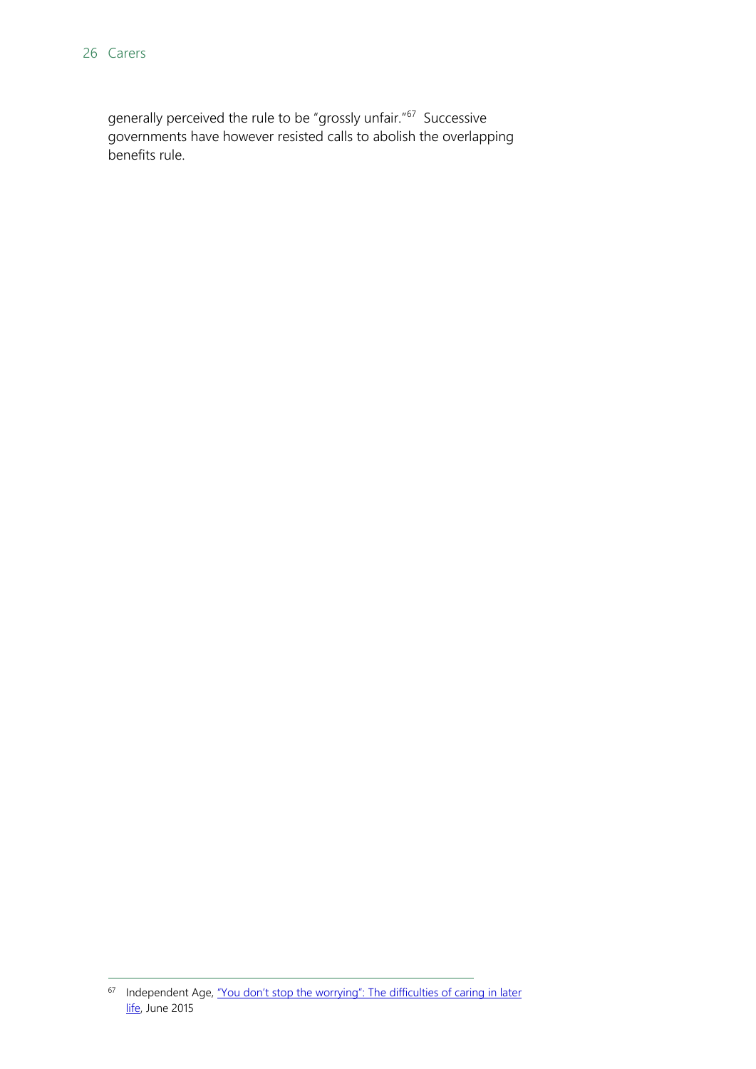generally perceived the rule to be "grossly unfair."[67] Successive governments have however resisted calls to abolish the overlapping benefits rule.

---

[67] Independent Age, "You don't stop the worrying": The difficulties of caring in later life, June 2015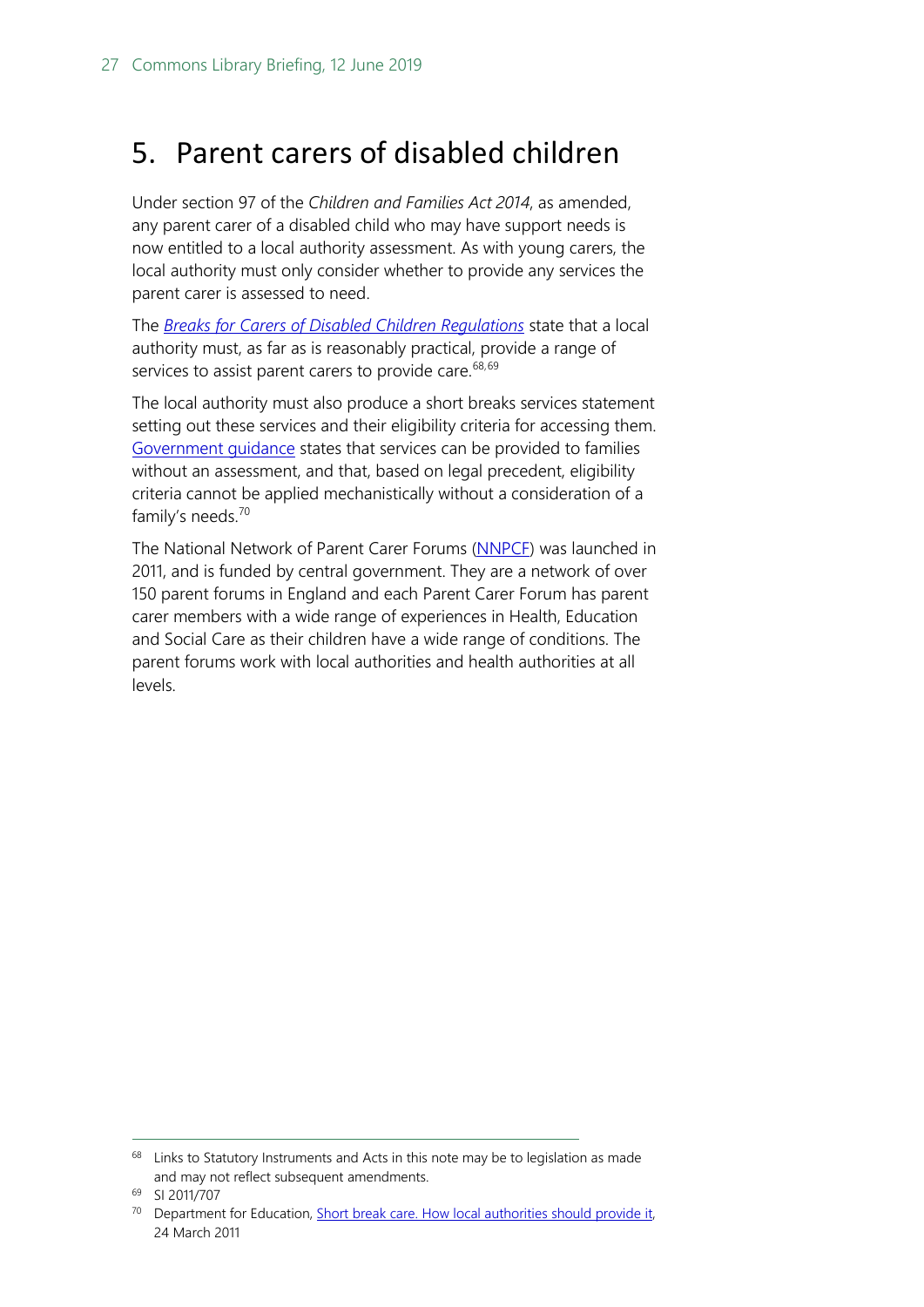# 5. Parent carers of disabled children

Under section 97 of the *Children and Families Act 2014*, as amended, any parent carer of a disabled child who may have support needs is now entitled to a local authority assessment. As with young carers, the local authority must only consider whether to provide any services the parent carer is assessed to need.

The *Breaks for Carers of Disabled Children Regulations* state that a local authority must, as far as is reasonably practical, provide a range of services to assist parent carers to provide care.[68,69]

The local authority must also produce a short breaks services statement setting out these services and their eligibility criteria for accessing them. Government guidance states that services can be provided to families without an assessment, and that, based on legal precedent, eligibility criteria cannot be applied mechanistically without a consideration of a family's needs.[70]

The National Network of Parent Carer Forums (NNPCF) was launched in 2011, and is funded by central government. They are a network of over 150 parent forums in England and each Parent Carer Forum has parent carer members with a wide range of experiences in Health, Education and Social Care as their children have a wide range of conditions. The parent forums work with local authorities and health authorities at all levels.

---

[68] Links to Statutory Instruments and Acts in this note may be to legislation as made and may not reflect subsequent amendments.

[69] SI 2011/707

[70] Department for Education, Short break care. How local authorities should provide it, 24 March 2011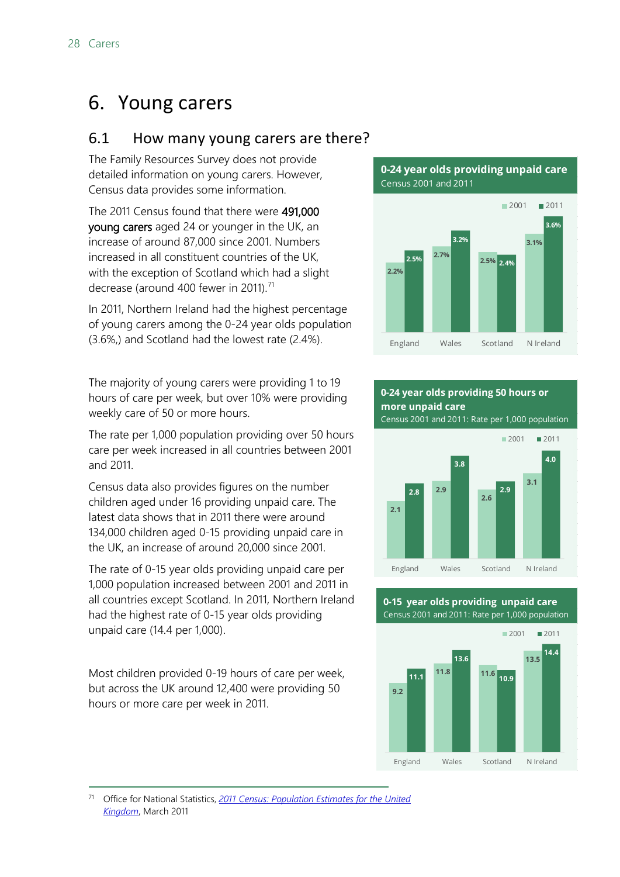# 6. Young carers

## 6.1 How many young carers are there?

The Family Resources Survey does not provide detailed information on young carers. However, Census data provides some information.

The 2011 Census found that there were 491,000 young carers aged 24 or younger in the UK, an increase of around 87,000 since 2001. Numbers increased in all constituent countries of the UK, with the exception of Scotland which had a slight decrease (around 400 fewer in 2011).[71]

In 2011, Northern Ireland had the highest percentage of young carers among the 0-24 year olds population (3.6%,) and Scotland had the lowest rate (2.4%).

**0-24 year olds providing unpaid care**
Census 2001 and 2011

| | 2001 | 2011 |
|---|---|---|
| England | 2.2% | 2.5% |
| Wales | 2.7% | 3.2% |
| Scotland | 2.5% | 2.4% |
| N Ireland | 3.1% | 3.6% |

The majority of young carers were providing 1 to 19 hours of care per week, but over 10% were providing weekly care of 50 or more hours.

The rate per 1,000 population providing over 50 hours care per week increased in all countries between 2001 and 2011.

**0-24 year olds providing 50 hours or more unpaid care**
Census 2001 and 2011: Rate per 1,000 population

| | 2001 | 2011 |
|---|---|---|
| England | 2.1 | 2.8 |
| Wales | 2.9 | 3.8 |
| Scotland | 2.6 | 2.9 |
| N Ireland | 3.1 | 4.0 |

Census data also provides figures on the number children aged under 16 providing unpaid care. The latest data shows that in 2011 there were around 134,000 children aged 0-15 providing unpaid care in the UK, an increase of around 20,000 since 2001.

The rate of 0-15 year olds providing unpaid care per 1,000 population increased between 2001 and 2011 in all countries except Scotland. In 2011, Northern Ireland had the highest rate of 0-15 year olds providing unpaid care (14.4 per 1,000).

**0-15 year olds providing unpaid care**
Census 2001 and 2011: Rate per 1,000 population

| | 2001 | 2011 |
|---|---|---|
| England | 9.2 | 11.1 |
| Wales | 11.8 | 13.6 |
| Scotland | 11.6 | 10.9 |
| N Ireland | 13.5 | 14.4 |

Most children provided 0-19 hours of care per week, but across the UK around 12,400 were providing 50 hours or more care per week in 2011.

---

[71] Office for National Statistics, *2011 Census: Population Estimates for the United Kingdom*, March 2011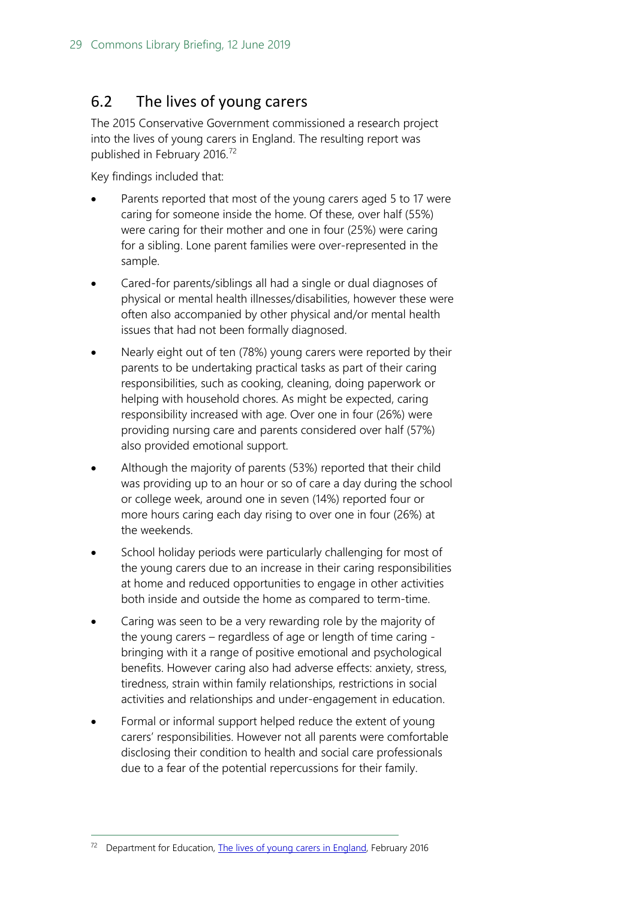## 6.2 The lives of young carers

The 2015 Conservative Government commissioned a research project into the lives of young carers in England. The resulting report was published in February 2016.[72]

Key findings included that:

- Parents reported that most of the young carers aged 5 to 17 were caring for someone inside the home. Of these, over half (55%) were caring for their mother and one in four (25%) were caring for a sibling. Lone parent families were over-represented in the sample.
- Cared-for parents/siblings all had a single or dual diagnoses of physical or mental health illnesses/disabilities, however these were often also accompanied by other physical and/or mental health issues that had not been formally diagnosed.
- Nearly eight out of ten (78%) young carers were reported by their parents to be undertaking practical tasks as part of their caring responsibilities, such as cooking, cleaning, doing paperwork or helping with household chores. As might be expected, caring responsibility increased with age. Over one in four (26%) were providing nursing care and parents considered over half (57%) also provided emotional support.
- Although the majority of parents (53%) reported that their child was providing up to an hour or so of care a day during the school or college week, around one in seven (14%) reported four or more hours caring each day rising to over one in four (26%) at the weekends.
- School holiday periods were particularly challenging for most of the young carers due to an increase in their caring responsibilities at home and reduced opportunities to engage in other activities both inside and outside the home as compared to term-time.
- Caring was seen to be a very rewarding role by the majority of the young carers – regardless of age or length of time caring - bringing with it a range of positive emotional and psychological benefits. However caring also had adverse effects: anxiety, stress, tiredness, strain within family relationships, restrictions in social activities and relationships and under-engagement in education.
- Formal or informal support helped reduce the extent of young carers' responsibilities. However not all parents were comfortable disclosing their condition to health and social care professionals due to a fear of the potential repercussions for their family.

---

[72] Department for Education, The lives of young carers in England, February 2016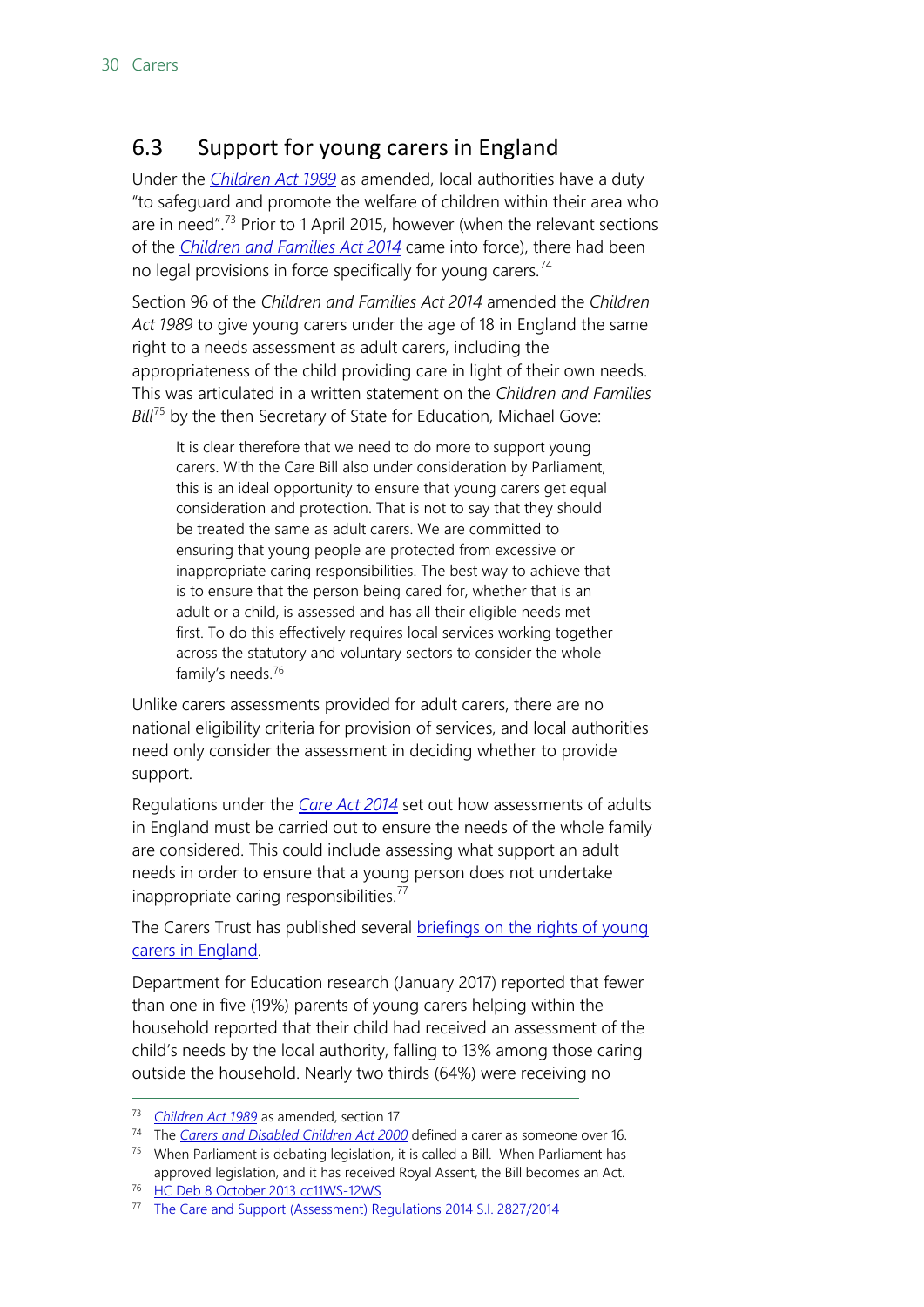## 6.3 Support for young carers in England

Under the *Children Act 1989* as amended, local authorities have a duty "to safeguard and promote the welfare of children within their area who are in need".[73] Prior to 1 April 2015, however (when the relevant sections of the *Children and Families Act 2014* came into force), there had been no legal provisions in force specifically for young carers.[74]

Section 96 of the *Children and Families Act 2014* amended the *Children Act 1989* to give young carers under the age of 18 in England the same right to a needs assessment as adult carers, including the appropriateness of the child providing care in light of their own needs. This was articulated in a written statement on the *Children and Families Bill*[75] by the then Secretary of State for Education, Michael Gove:

> It is clear therefore that we need to do more to support young carers. With the Care Bill also under consideration by Parliament, this is an ideal opportunity to ensure that young carers get equal consideration and protection. That is not to say that they should be treated the same as adult carers. We are committed to ensuring that young people are protected from excessive or inappropriate caring responsibilities. The best way to achieve that is to ensure that the person being cared for, whether that is an adult or a child, is assessed and has all their eligible needs met first. To do this effectively requires local services working together across the statutory and voluntary sectors to consider the whole family's needs.[76]

Unlike carers assessments provided for adult carers, there are no national eligibility criteria for provision of services, and local authorities need only consider the assessment in deciding whether to provide support.

Regulations under the *Care Act 2014* set out how assessments of adults in England must be carried out to ensure the needs of the whole family are considered. This could include assessing what support an adult needs in order to ensure that a young person does not undertake inappropriate caring responsibilities.[77]

The Carers Trust has published several briefings on the rights of young carers in England.

Department for Education research (January 2017) reported that fewer than one in five (19%) parents of young carers helping within the household reported that their child had received an assessment of the child's needs by the local authority, falling to 13% among those caring outside the household. Nearly two thirds (64%) were receiving no

---

[73] *Children Act 1989* as amended, section 17

[74] The *Carers and Disabled Children Act 2000* defined a carer as someone over 16.

[75] When Parliament is debating legislation, it is called a Bill. When Parliament has approved legislation, and it has received Royal Assent, the Bill becomes an Act.

[76] HC Deb 8 October 2013 cc11WS-12WS

[77] The Care and Support (Assessment) Regulations 2014 S.I. 2827/2014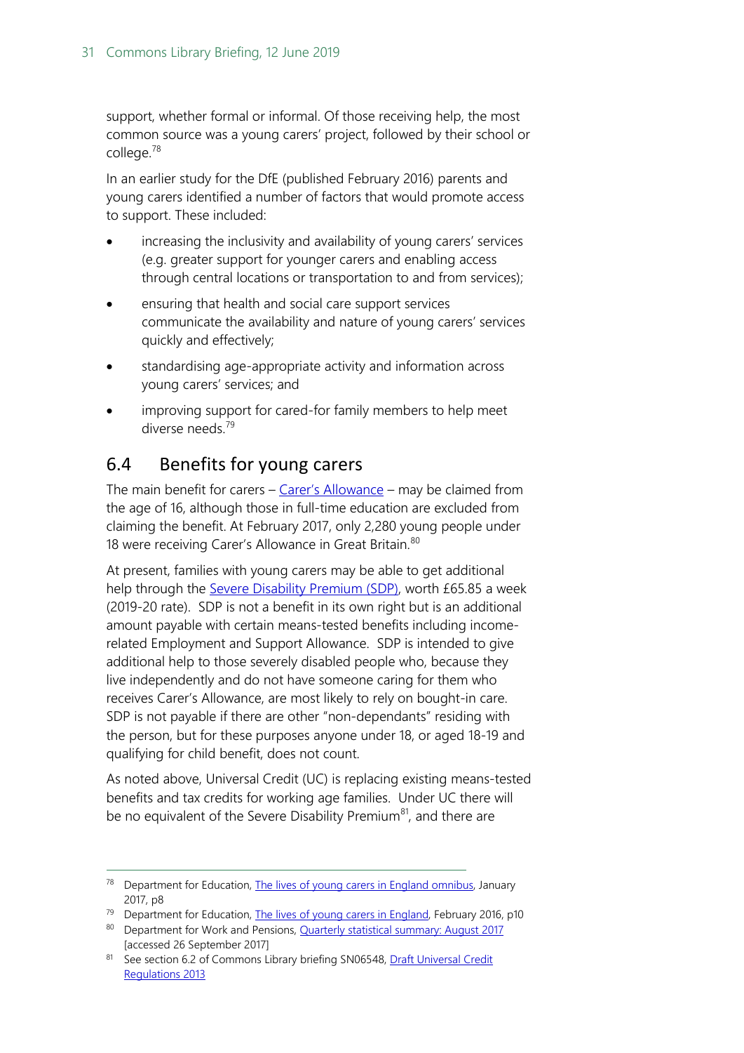support, whether formal or informal. Of those receiving help, the most common source was a young carers' project, followed by their school or college.[78]

In an earlier study for the DfE (published February 2016) parents and young carers identified a number of factors that would promote access to support. These included:

- increasing the inclusivity and availability of young carers' services (e.g. greater support for younger carers and enabling access through central locations or transportation to and from services);
- ensuring that health and social care support services communicate the availability and nature of young carers' services quickly and effectively;
- standardising age-appropriate activity and information across young carers' services; and
- improving support for cared-for family members to help meet diverse needs.[79]

## 6.4 Benefits for young carers

The main benefit for carers – Carer's Allowance – may be claimed from the age of 16, although those in full-time education are excluded from claiming the benefit. At February 2017, only 2,280 young people under 18 were receiving Carer's Allowance in Great Britain.[80]

At present, families with young carers may be able to get additional help through the Severe Disability Premium (SDP), worth £65.85 a week (2019-20 rate). SDP is not a benefit in its own right but is an additional amount payable with certain means-tested benefits including income-related Employment and Support Allowance. SDP is intended to give additional help to those severely disabled people who, because they live independently and do not have someone caring for them who receives Carer's Allowance, are most likely to rely on bought-in care. SDP is not payable if there are other "non-dependants" residing with the person, but for these purposes anyone under 18, or aged 18-19 and qualifying for child benefit, does not count.

As noted above, Universal Credit (UC) is replacing existing means-tested benefits and tax credits for working age families. Under UC there will be no equivalent of the Severe Disability Premium[81], and there are

---

[78] Department for Education, The lives of young carers in England omnibus, January 2017, p8

[79] Department for Education, The lives of young carers in England, February 2016, p10

[80] Department for Work and Pensions, Quarterly statistical summary: August 2017 [accessed 26 September 2017]

[81] See section 6.2 of Commons Library briefing SN06548, Draft Universal Credit Regulations 2013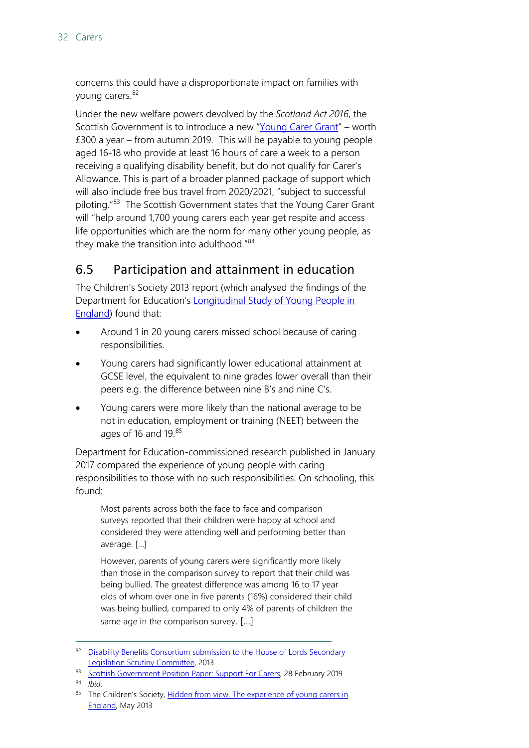concerns this could have a disproportionate impact on families with young carers.[82]

Under the new welfare powers devolved by the *Scotland Act 2016*, the Scottish Government is to introduce a new "Young Carer Grant" – worth £300 a year – from autumn 2019. This will be payable to young people aged 16-18 who provide at least 16 hours of care a week to a person receiving a qualifying disability benefit, but do not qualify for Carer's Allowance. This is part of a broader planned package of support which will also include free bus travel from 2020/2021, "subject to successful piloting."[83] The Scottish Government states that the Young Carer Grant will "help around 1,700 young carers each year get respite and access life opportunities which are the norm for many other young people, as they make the transition into adulthood."[84]

## 6.5 Participation and attainment in education

The Children's Society 2013 report (which analysed the findings of the Department for Education's Longitudinal Study of Young People in England) found that:

- Around 1 in 20 young carers missed school because of caring responsibilities.
- Young carers had significantly lower educational attainment at GCSE level, the equivalent to nine grades lower overall than their peers e.g. the difference between nine B's and nine C's.
- Young carers were more likely than the national average to be not in education, employment or training (NEET) between the ages of 16 and 19.[85]

Department for Education-commissioned research published in January 2017 compared the experience of young people with caring responsibilities to those with no such responsibilities. On schooling, this found:

> Most parents across both the face to face and comparison surveys reported that their children were happy at school and considered they were attending well and performing better than average. [...]
>
> However, parents of young carers were significantly more likely than those in the comparison survey to report that their child was being bullied. The greatest difference was among 16 to 17 year olds of whom over one in five parents (16%) considered their child was being bullied, compared to only 4% of parents of children the same age in the comparison survey. [...]

---

[82] Disability Benefits Consortium submission to the House of Lords Secondary Legislation Scrutiny Committee, 2013

[83] Scottish Government Position Paper: Support For Carers, 28 February 2019

[84] *Ibid.*

[85] The Children's Society, Hidden from view. The experience of young carers in England, May 2013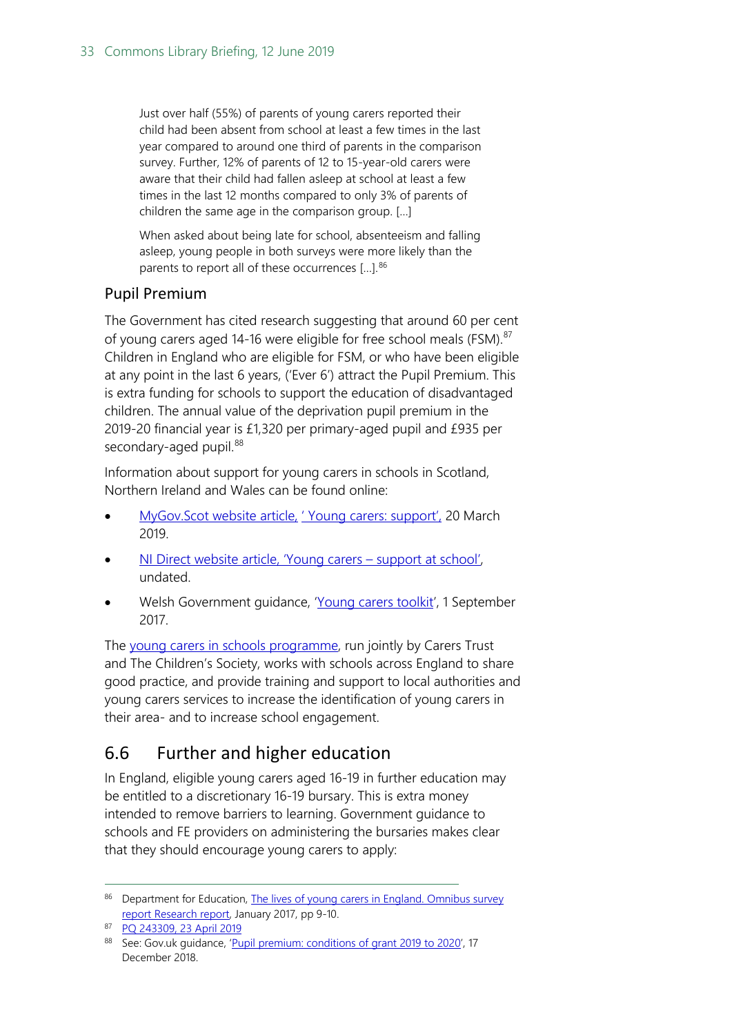> Just over half (55%) of parents of young carers reported their child had been absent from school at least a few times in the last year compared to around one third of parents in the comparison survey. Further, 12% of parents of 12 to 15-year-old carers were aware that their child had fallen asleep at school at least a few times in the last 12 months compared to only 3% of parents of children the same age in the comparison group. […]
>
> When asked about being late for school, absenteeism and falling asleep, young people in both surveys were more likely than the parents to report all of these occurrences […].[86]

### Pupil Premium

The Government has cited research suggesting that around 60 per cent of young carers aged 14-16 were eligible for free school meals (FSM).[87] Children in England who are eligible for FSM, or who have been eligible at any point in the last 6 years, ('Ever 6') attract the Pupil Premium. This is extra funding for schools to support the education of disadvantaged children. The annual value of the deprivation pupil premium in the 2019-20 financial year is £1,320 per primary-aged pupil and £935 per secondary-aged pupil.[88]

Information about support for young carers in schools in Scotland, Northern Ireland and Wales can be found online:

- MyGov.Scot website article, ' Young carers: support', 20 March 2019.
- NI Direct website article, 'Young carers – support at school', undated.
- Welsh Government guidance, 'Young carers toolkit', 1 September 2017.

The young carers in schools programme, run jointly by Carers Trust and The Children's Society, works with schools across England to share good practice, and provide training and support to local authorities and young carers services to increase the identification of young carers in their area- and to increase school engagement.

## 6.6 Further and higher education

In England, eligible young carers aged 16-19 in further education may be entitled to a discretionary 16-19 bursary. This is extra money intended to remove barriers to learning. Government guidance to schools and FE providers on administering the bursaries makes clear that they should encourage young carers to apply:

---

[86] Department for Education, The lives of young carers in England. Omnibus survey report Research report, January 2017, pp 9-10.

[87] PQ 243309, 23 April 2019

[88] See: Gov.uk guidance, 'Pupil premium: conditions of grant 2019 to 2020', 17 December 2018.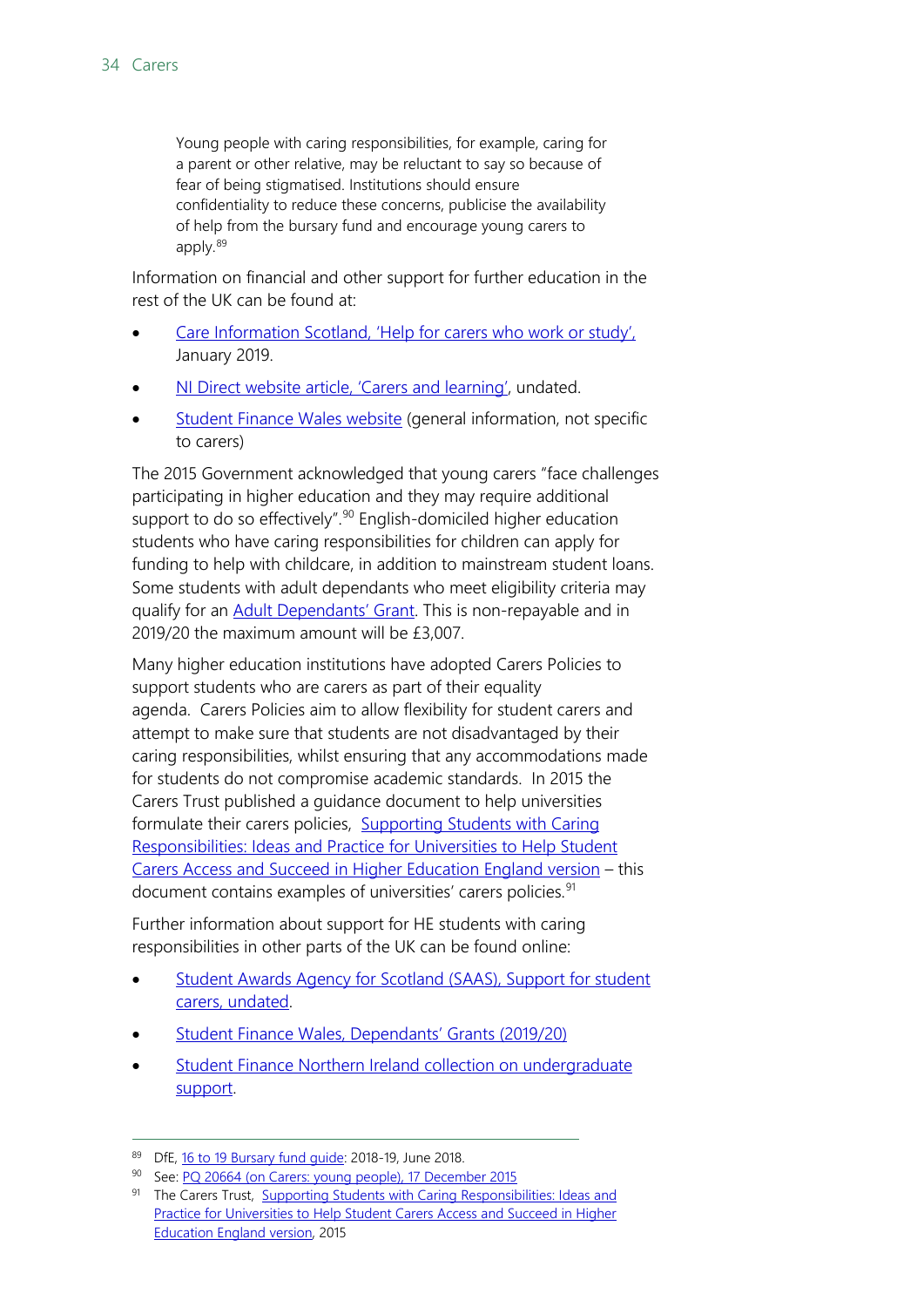> Young people with caring responsibilities, for example, caring for a parent or other relative, may be reluctant to say so because of fear of being stigmatised. Institutions should ensure confidentiality to reduce these concerns, publicise the availability of help from the bursary fund and encourage young carers to apply.[89]

Information on financial and other support for further education in the rest of the UK can be found at:

- Care Information Scotland, 'Help for carers who work or study', January 2019.
- NI Direct website article, 'Carers and learning', undated.
- Student Finance Wales website (general information, not specific to carers)

The 2015 Government acknowledged that young carers "face challenges participating in higher education and they may require additional support to do so effectively".[90] English-domiciled higher education students who have caring responsibilities for children can apply for funding to help with childcare, in addition to mainstream student loans. Some students with adult dependants who meet eligibility criteria may qualify for an Adult Dependants' Grant. This is non-repayable and in 2019/20 the maximum amount will be £3,007.

Many higher education institutions have adopted Carers Policies to support students who are carers as part of their equality agenda. Carers Policies aim to allow flexibility for student carers and attempt to make sure that students are not disadvantaged by their caring responsibilities, whilst ensuring that any accommodations made for students do not compromise academic standards. In 2015 the Carers Trust published a guidance document to help universities formulate their carers policies, Supporting Students with Caring Responsibilities: Ideas and Practice for Universities to Help Student Carers Access and Succeed in Higher Education England version – this document contains examples of universities' carers policies.[91]

Further information about support for HE students with caring responsibilities in other parts of the UK can be found online:

- Student Awards Agency for Scotland (SAAS), Support for student carers, undated.
- Student Finance Wales, Dependants' Grants (2019/20)
- Student Finance Northern Ireland collection on undergraduate support.

---

[89] DfE, 16 to 19 Bursary fund guide: 2018-19, June 2018.

[90] See: PQ 20664 (on Carers: young people), 17 December 2015

[91] The Carers Trust, Supporting Students with Caring Responsibilities: Ideas and Practice for Universities to Help Student Carers Access and Succeed in Higher Education England version, 2015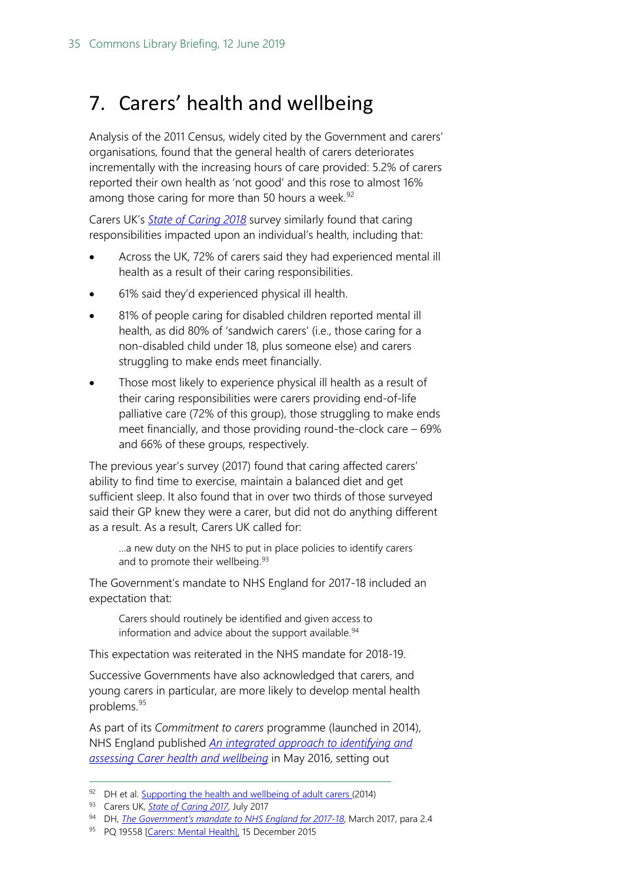# 7. Carers' health and wellbeing

Analysis of the 2011 Census, widely cited by the Government and carers' organisations, found that the general health of carers deteriorates incrementally with the increasing hours of care provided: 5.2% of carers reported their own health as 'not good' and this rose to almost 16% among those caring for more than 50 hours a week.[92]

Carers UK's *State of Caring 2018* survey similarly found that caring responsibilities impacted upon an individual's health, including that:

- Across the UK, 72% of carers said they had experienced mental ill health as a result of their caring responsibilities.
- 61% said they'd experienced physical ill health.
- 81% of people caring for disabled children reported mental ill health, as did 80% of 'sandwich carers' (i.e., those caring for a non-disabled child under 18, plus someone else) and carers struggling to make ends meet financially.
- Those most likely to experience physical ill health as a result of their caring responsibilities were carers providing end-of-life palliative care (72% of this group), those struggling to make ends meet financially, and those providing round-the-clock care – 69% and 66% of these groups, respectively.

The previous year's survey (2017) found that caring affected carers' ability to find time to exercise, maintain a balanced diet and get sufficient sleep. It also found that in over two thirds of those surveyed said their GP knew they were a carer, but did not do anything different as a result. As a result, Carers UK called for:

> ...a new duty on the NHS to put in place policies to identify carers and to promote their wellbeing.[93]

The Government's mandate to NHS England for 2017-18 included an expectation that:

> Carers should routinely be identified and given access to information and advice about the support available.[94]

This expectation was reiterated in the NHS mandate for 2018-19.

Successive Governments have also acknowledged that carers, and young carers in particular, are more likely to develop mental health problems.[95]

As part of its *Commitment to carers* programme (launched in 2014), NHS England published *An integrated approach to identifying and assessing Carer health and wellbeing* in May 2016, setting out

---

[92] DH et al. Supporting the health and wellbeing of adult carers (2014)

[93] Carers UK, *State of Caring 2017*, July 2017

[94] DH, *The Government's mandate to NHS England for 2017-18*, March 2017, para 2.4

[95] PQ 19558 [Carers: Mental Health], 15 December 2015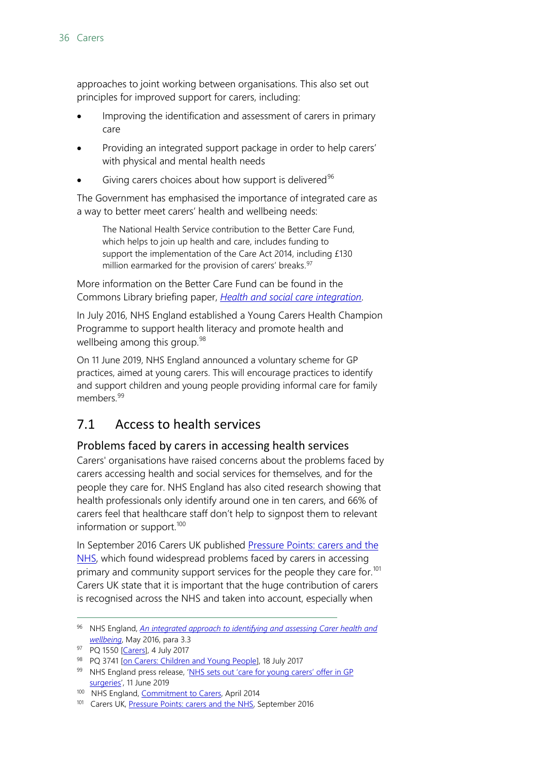approaches to joint working between organisations. This also set out principles for improved support for carers, including:

- Improving the identification and assessment of carers in primary care
- Providing an integrated support package in order to help carers' with physical and mental health needs
- Giving carers choices about how support is delivered[96]

The Government has emphasised the importance of integrated care as a way to better meet carers' health and wellbeing needs:

> The National Health Service contribution to the Better Care Fund, which helps to join up health and care, includes funding to support the implementation of the Care Act 2014, including £130 million earmarked for the provision of carers' breaks.[97]

More information on the Better Care Fund can be found in the Commons Library briefing paper, *Health and social care integration*.

In July 2016, NHS England established a Young Carers Health Champion Programme to support health literacy and promote health and wellbeing among this group.[98]

On 11 June 2019, NHS England announced a voluntary scheme for GP practices, aimed at young carers. This will encourage practices to identify and support children and young people providing informal care for family members.[99]

## 7.1 Access to health services

### Problems faced by carers in accessing health services

Carers' organisations have raised concerns about the problems faced by carers accessing health and social services for themselves, and for the people they care for. NHS England has also cited research showing that health professionals only identify around one in ten carers, and 66% of carers feel that healthcare staff don't help to signpost them to relevant information or support.[100]

In September 2016 Carers UK published Pressure Points: carers and the NHS, which found widespread problems faced by carers in accessing primary and community support services for the people they care for.[101] Carers UK state that it is important that the huge contribution of carers is recognised across the NHS and taken into account, especially when

---

[96] NHS England, *An integrated approach to identifying and assessing Carer health and wellbeing*, May 2016, para 3.3

[97] PQ 1550 [Carers], 4 July 2017

[98] PQ 3741 [on Carers: Children and Young People], 18 July 2017

[99] NHS England press release, 'NHS sets out 'care for young carers' offer in GP surgeries', 11 June 2019

[100] NHS England, Commitment to Carers, April 2014

[101] Carers UK, Pressure Points: carers and the NHS, September 2016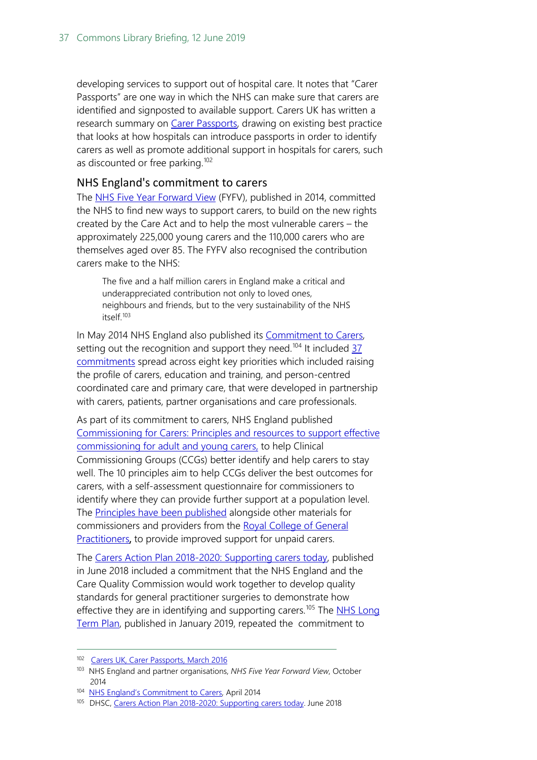developing services to support out of hospital care. It notes that "Carer Passports" are one way in which the NHS can make sure that carers are identified and signposted to available support. Carers UK has written a research summary on Carer Passports, drawing on existing best practice that looks at how hospitals can introduce passports in order to identify carers as well as promote additional support in hospitals for carers, such as discounted or free parking.[102]

## NHS England's commitment to carers

The NHS Five Year Forward View (FYFV), published in 2014, committed the NHS to find new ways to support carers, to build on the new rights created by the Care Act and to help the most vulnerable carers – the approximately 225,000 young carers and the 110,000 carers who are themselves aged over 85. The FYFV also recognised the contribution carers make to the NHS:

> The five and a half million carers in England make a critical and underappreciated contribution not only to loved ones, neighbours and friends, but to the very sustainability of the NHS itself.[103]

In May 2014 NHS England also published its Commitment to Carers, setting out the recognition and support they need.[104] It included 37 commitments spread across eight key priorities which included raising the profile of carers, education and training, and person-centred coordinated care and primary care, that were developed in partnership with carers, patients, partner organisations and care professionals.

As part of its commitment to carers, NHS England published Commissioning for Carers: Principles and resources to support effective commissioning for adult and young carers, to help Clinical Commissioning Groups (CCGs) better identify and help carers to stay well. The 10 principles aim to help CCGs deliver the best outcomes for carers, with a self-assessment questionnaire for commissioners to identify where they can provide further support at a population level. The Principles have been published alongside other materials for commissioners and providers from the Royal College of General Practitioners, to provide improved support for unpaid carers.

The Carers Action Plan 2018-2020: Supporting carers today, published in June 2018 included a commitment that the NHS England and the Care Quality Commission would work together to develop quality standards for general practitioner surgeries to demonstrate how effective they are in identifying and supporting carers.[105] The NHS Long Term Plan, published in January 2019, repeated the commitment to

---

[102] Carers UK, Carer Passports, March 2016

[103] NHS England and partner organisations, *NHS Five Year Forward View*, October 2014

[104] NHS England's Commitment to Carers, April 2014

[105] DHSC, Carers Action Plan 2018-2020: Supporting carers today. June 2018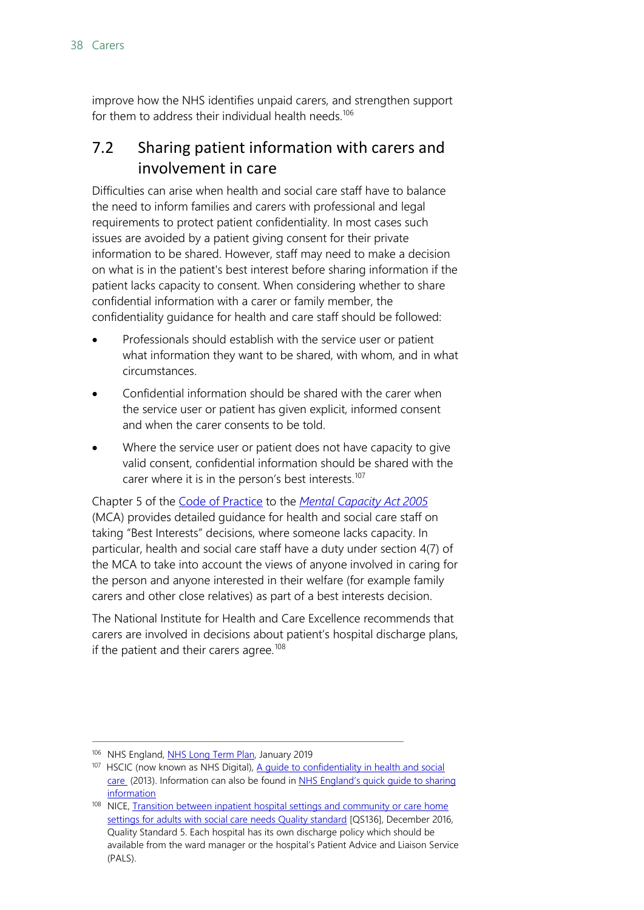improve how the NHS identifies unpaid carers, and strengthen support for them to address their individual health needs.[106]

## 7.2 Sharing patient information with carers and involvement in care

Difficulties can arise when health and social care staff have to balance the need to inform families and carers with professional and legal requirements to protect patient confidentiality. In most cases such issues are avoided by a patient giving consent for their private information to be shared. However, staff may need to make a decision on what is in the patient's best interest before sharing information if the patient lacks capacity to consent. When considering whether to share confidential information with a carer or family member, the confidentiality guidance for health and care staff should be followed:

- Professionals should establish with the service user or patient what information they want to be shared, with whom, and in what circumstances.
- Confidential information should be shared with the carer when the service user or patient has given explicit, informed consent and when the carer consents to be told.
- Where the service user or patient does not have capacity to give valid consent, confidential information should be shared with the carer where it is in the person's best interests.[107]

Chapter 5 of the Code of Practice to the *Mental Capacity Act 2005* (MCA) provides detailed guidance for health and social care staff on taking "Best Interests" decisions, where someone lacks capacity. In particular, health and social care staff have a duty under section 4(7) of the MCA to take into account the views of anyone involved in caring for the person and anyone interested in their welfare (for example family carers and other close relatives) as part of a best interests decision.

The National Institute for Health and Care Excellence recommends that carers are involved in decisions about patient's hospital discharge plans, if the patient and their carers agree.[108]

---

[106] NHS England, NHS Long Term Plan, January 2019

[107] HSCIC (now known as NHS Digital), A guide to confidentiality in health and social care (2013). Information can also be found in NHS England's quick guide to sharing information

[108] NICE, Transition between inpatient hospital settings and community or care home settings for adults with social care needs Quality standard [QS136], December 2016, Quality Standard 5. Each hospital has its own discharge policy which should be available from the ward manager or the hospital's Patient Advice and Liaison Service (PALS).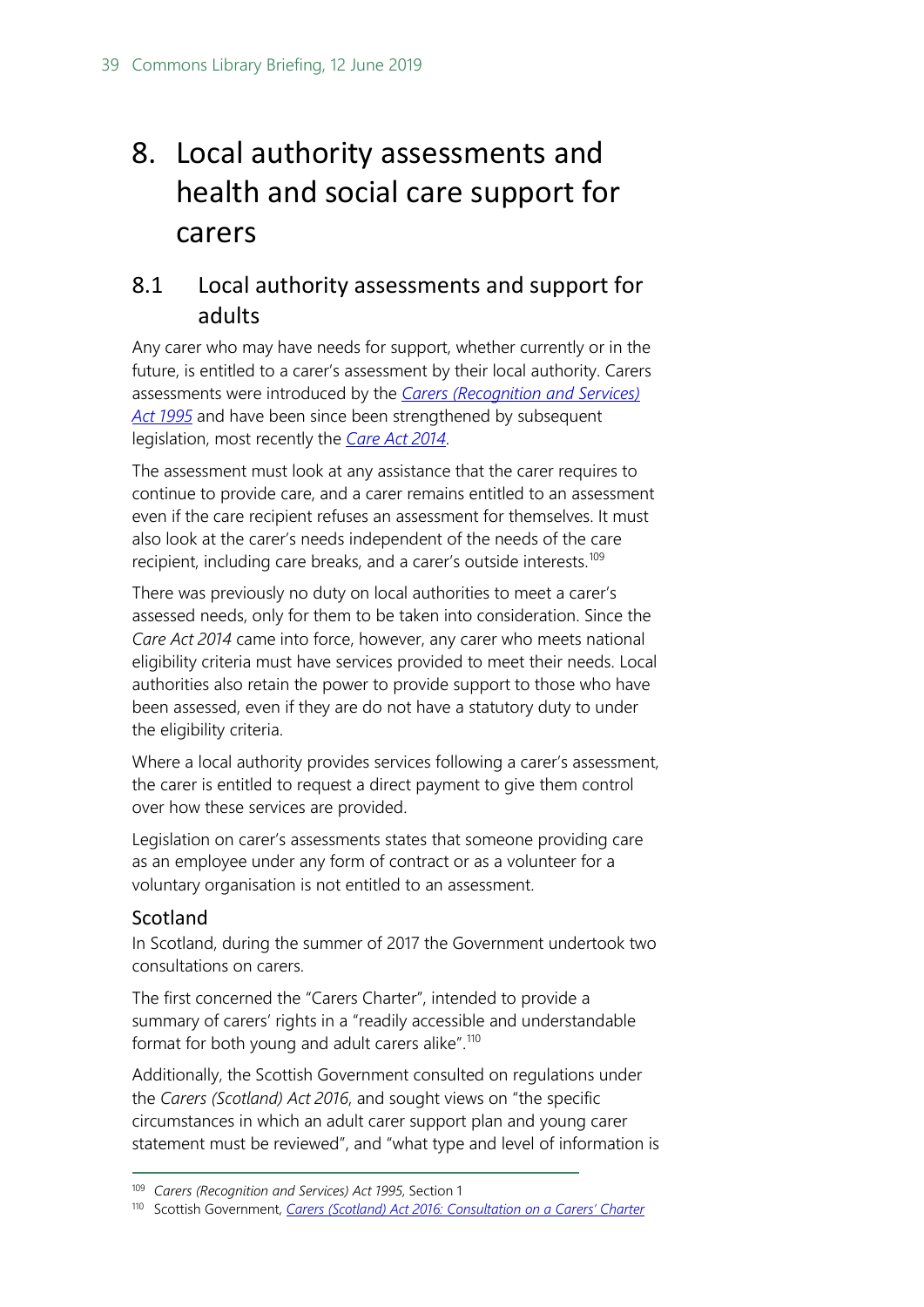# 8. Local authority assessments and health and social care support for carers

## 8.1 Local authority assessments and support for adults

Any carer who may have needs for support, whether currently or in the future, is entitled to a carer's assessment by their local authority. Carers assessments were introduced by the *Carers (Recognition and Services) Act 1995* and have been since been strengthened by subsequent legislation, most recently the *Care Act 2014*.

The assessment must look at any assistance that the carer requires to continue to provide care, and a carer remains entitled to an assessment even if the care recipient refuses an assessment for themselves. It must also look at the carer's needs independent of the needs of the care recipient, including care breaks, and a carer's outside interests.[109]

There was previously no duty on local authorities to meet a carer's assessed needs, only for them to be taken into consideration. Since the *Care Act 2014* came into force, however, any carer who meets national eligibility criteria must have services provided to meet their needs. Local authorities also retain the power to provide support to those who have been assessed, even if they are do not have a statutory duty to under the eligibility criteria.

Where a local authority provides services following a carer's assessment, the carer is entitled to request a direct payment to give them control over how these services are provided.

Legislation on carer's assessments states that someone providing care as an employee under any form of contract or as a volunteer for a voluntary organisation is not entitled to an assessment.

### Scotland

In Scotland, during the summer of 2017 the Government undertook two consultations on carers.

The first concerned the "Carers Charter", intended to provide a summary of carers' rights in a "readily accessible and understandable format for both young and adult carers alike".[110]

Additionally, the Scottish Government consulted on regulations under the *Carers (Scotland) Act 2016*, and sought views on "the specific circumstances in which an adult carer support plan and young carer statement must be reviewed", and "what type and level of information is

---

[109] *Carers (Recognition and Services) Act 1995*, Section 1

[110] Scottish Government, *Carers (Scotland) Act 2016: Consultation on a Carers' Charter*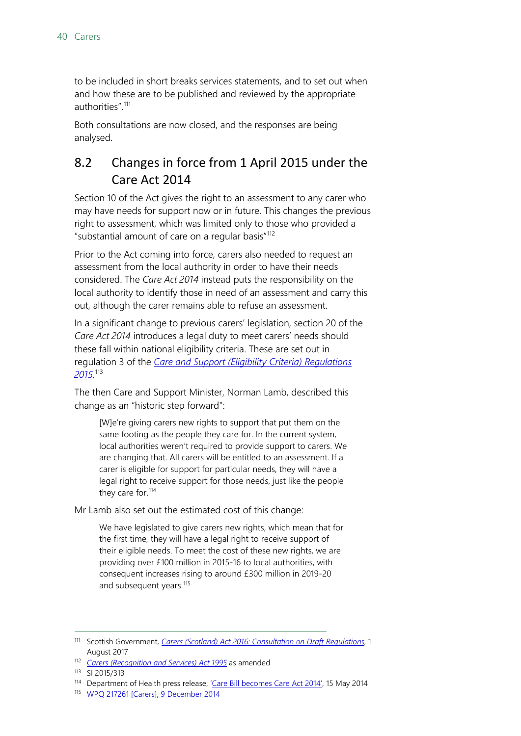to be included in short breaks services statements, and to set out when and how these are to be published and reviewed by the appropriate authorities".[111]

Both consultations are now closed, and the responses are being analysed.

## 8.2 Changes in force from 1 April 2015 under the Care Act 2014

Section 10 of the Act gives the right to an assessment to any carer who may have needs for support now or in future. This changes the previous right to assessment, which was limited only to those who provided a "substantial amount of care on a regular basis"[112]

Prior to the Act coming into force, carers also needed to request an assessment from the local authority in order to have their needs considered. The *Care Act 2014* instead puts the responsibility on the local authority to identify those in need of an assessment and carry this out, although the carer remains able to refuse an assessment.

In a significant change to previous carers' legislation, section 20 of the *Care Act 2014* introduces a legal duty to meet carers' needs should these fall within national eligibility criteria. These are set out in regulation 3 of the *Care and Support (Eligibility Criteria) Regulations 2015*.[113]

The then Care and Support Minister, Norman Lamb, described this change as an "historic step forward":

> [W]e're giving carers new rights to support that put them on the same footing as the people they care for. In the current system, local authorities weren't required to provide support to carers. We are changing that. All carers will be entitled to an assessment. If a carer is eligible for support for particular needs, they will have a legal right to receive support for those needs, just like the people they care for.[114]

Mr Lamb also set out the estimated cost of this change:

> We have legislated to give carers new rights, which mean that for the first time, they will have a legal right to receive support of their eligible needs. To meet the cost of these new rights, we are providing over £100 million in 2015-16 to local authorities, with consequent increases rising to around £300 million in 2019-20 and subsequent years.[115]

---

[111] Scottish Government, *Carers (Scotland) Act 2016: Consultation on Draft Regulations*, 1 August 2017

[112] *Carers (Recognition and Services) Act 1995* as amended

[113] SI 2015/313

[114] Department of Health press release, 'Care Bill becomes Care Act 2014', 15 May 2014

[115] WPQ 217261 [Carers], 9 December 2014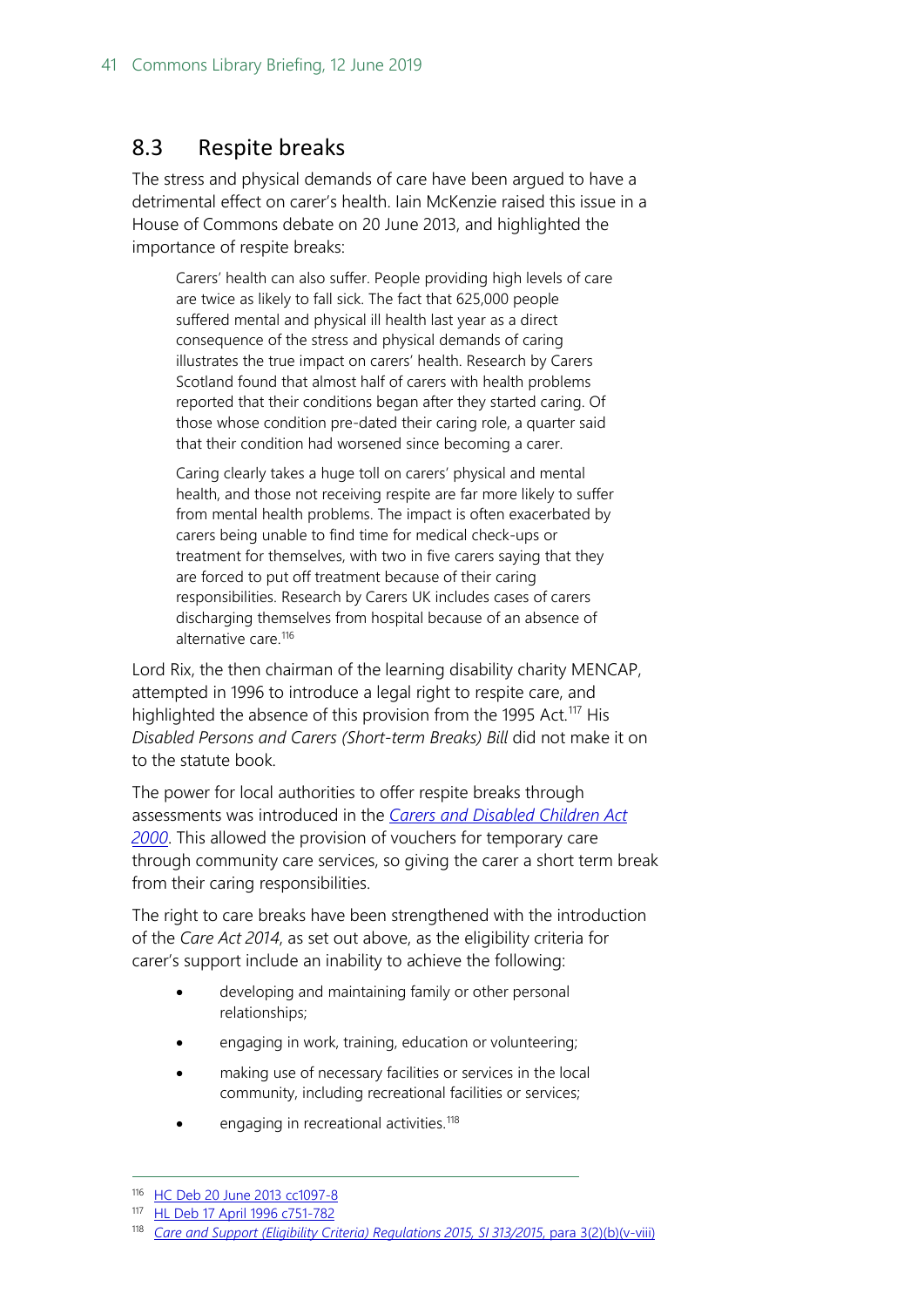## 8.3 Respite breaks

The stress and physical demands of care have been argued to have a detrimental effect on carer's health. Iain McKenzie raised this issue in a House of Commons debate on 20 June 2013, and highlighted the importance of respite breaks:

> Carers' health can also suffer. People providing high levels of care are twice as likely to fall sick. The fact that 625,000 people suffered mental and physical ill health last year as a direct consequence of the stress and physical demands of caring illustrates the true impact on carers' health. Research by Carers Scotland found that almost half of carers with health problems reported that their conditions began after they started caring. Of those whose condition pre-dated their caring role, a quarter said that their condition had worsened since becoming a carer.
>
> Caring clearly takes a huge toll on carers' physical and mental health, and those not receiving respite are far more likely to suffer from mental health problems. The impact is often exacerbated by carers being unable to find time for medical check-ups or treatment for themselves, with two in five carers saying that they are forced to put off treatment because of their caring responsibilities. Research by Carers UK includes cases of carers discharging themselves from hospital because of an absence of alternative care.[116]

Lord Rix, the then chairman of the learning disability charity MENCAP, attempted in 1996 to introduce a legal right to respite care, and highlighted the absence of this provision from the 1995 Act.[117] His *Disabled Persons and Carers (Short-term Breaks) Bill* did not make it on to the statute book.

The power for local authorities to offer respite breaks through assessments was introduced in the *Carers and Disabled Children Act 2000*. This allowed the provision of vouchers for temporary care through community care services, so giving the carer a short term break from their caring responsibilities.

The right to care breaks have been strengthened with the introduction of the *Care Act 2014*, as set out above, as the eligibility criteria for carer's support include an inability to achieve the following:

- developing and maintaining family or other personal relationships;
- engaging in work, training, education or volunteering;
- making use of necessary facilities or services in the local community, including recreational facilities or services;
- engaging in recreational activities.[118]

---

[116] HC Deb 20 June 2013 cc1097-8

[117] HL Deb 17 April 1996 c751-782

[118] *Care and Support (Eligibility Criteria) Regulations 2015, SI 313/2015*, para 3(2)(b)(v-viii)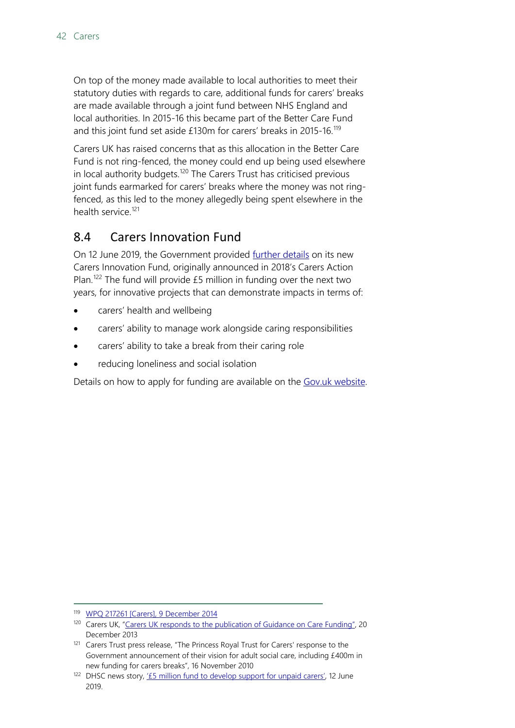On top of the money made available to local authorities to meet their statutory duties with regards to care, additional funds for carers' breaks are made available through a joint fund between NHS England and local authorities. In 2015-16 this became part of the Better Care Fund and this joint fund set aside £130m for carers' breaks in 2015-16.[119]

Carers UK has raised concerns that as this allocation in the Better Care Fund is not ring-fenced, the money could end up being used elsewhere in local authority budgets.[120] The Carers Trust has criticised previous joint funds earmarked for carers' breaks where the money was not ring-fenced, as this led to the money allegedly being spent elsewhere in the health service.[121]

## 8.4 Carers Innovation Fund

On 12 June 2019, the Government provided further details on its new Carers Innovation Fund, originally announced in 2018's Carers Action Plan.[122] The fund will provide £5 million in funding over the next two years, for innovative projects that can demonstrate impacts in terms of:

- carers' health and wellbeing
- carers' ability to manage work alongside caring responsibilities
- carers' ability to take a break from their caring role
- reducing loneliness and social isolation

Details on how to apply for funding are available on the Gov.uk website.

---

119 WPQ 217261 [Carers], 9 December 2014

120 Carers UK, "Carers UK responds to the publication of Guidance on Care Funding", 20 December 2013

121 Carers Trust press release, "The Princess Royal Trust for Carers' response to the Government announcement of their vision for adult social care, including £400m in new funding for carers breaks", 16 November 2010

122 DHSC news story, '£5 million fund to develop support for unpaid carers', 12 June 2019.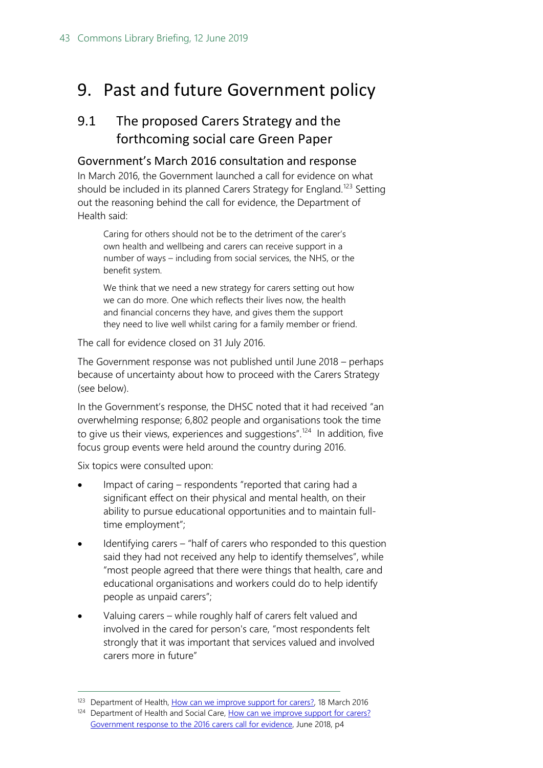# 9. Past and future Government policy

## 9.1 The proposed Carers Strategy and the forthcoming social care Green Paper

### Government's March 2016 consultation and response

In March 2016, the Government launched a call for evidence on what should be included in its planned Carers Strategy for England.[123] Setting out the reasoning behind the call for evidence, the Department of Health said:

> Caring for others should not be to the detriment of the carer's own health and wellbeing and carers can receive support in a number of ways – including from social services, the NHS, or the benefit system.
>
> We think that we need a new strategy for carers setting out how we can do more. One which reflects their lives now, the health and financial concerns they have, and gives them the support they need to live well whilst caring for a family member or friend.

The call for evidence closed on 31 July 2016.

The Government response was not published until June 2018 – perhaps because of uncertainty about how to proceed with the Carers Strategy (see below).

In the Government's response, the DHSC noted that it had received "an overwhelming response; 6,802 people and organisations took the time to give us their views, experiences and suggestions".[124] In addition, five focus group events were held around the country during 2016.

Six topics were consulted upon:

- Impact of caring – respondents "reported that caring had a significant effect on their physical and mental health, on their ability to pursue educational opportunities and to maintain full-time employment";
- Identifying carers – "half of carers who responded to this question said they had not received any help to identify themselves", while "most people agreed that there were things that health, care and educational organisations and workers could do to help identify people as unpaid carers";
- Valuing carers – while roughly half of carers felt valued and involved in the cared for person's care, "most respondents felt strongly that it was important that services valued and involved carers more in future"

[123] Department of Health, How can we improve support for carers?, 18 March 2016

[124] Department of Health and Social Care, How can we improve support for carers? Government response to the 2016 carers call for evidence, June 2018, p4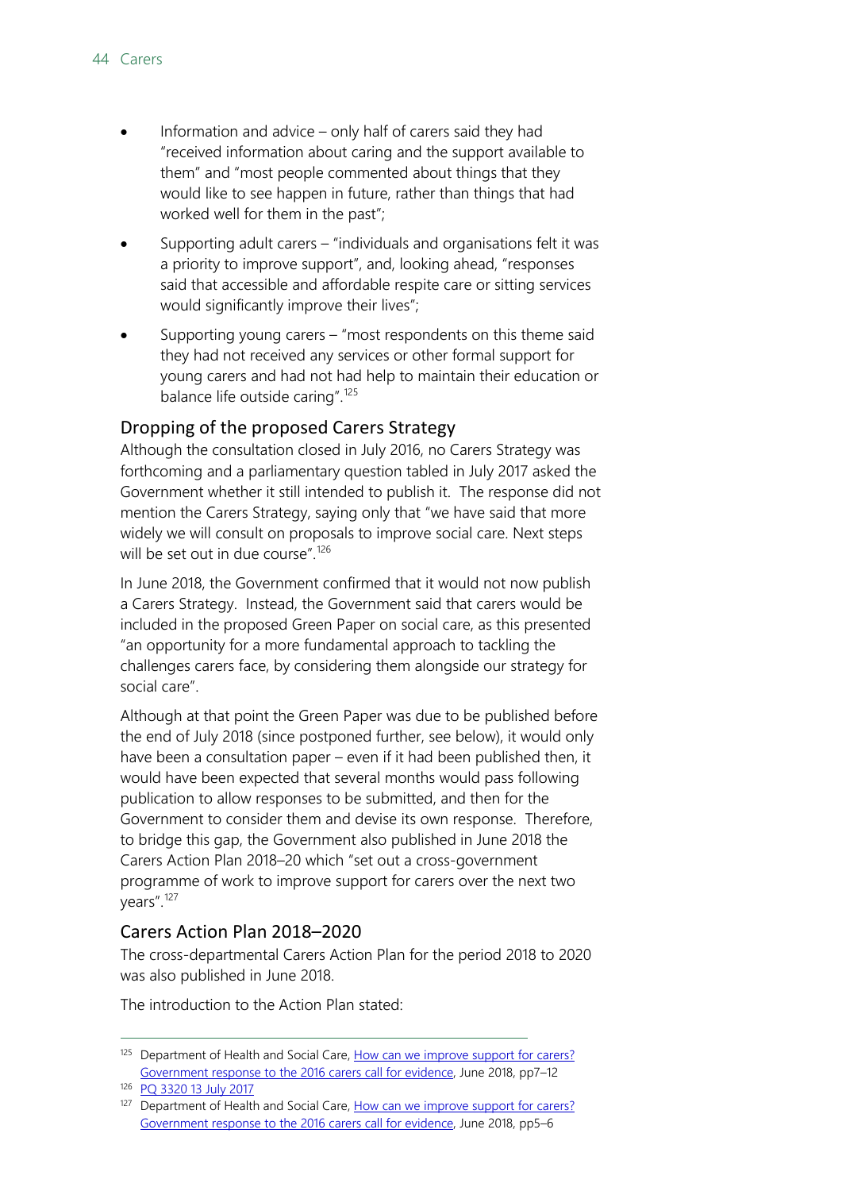- Information and advice – only half of carers said they had "received information about caring and the support available to them" and "most people commented about things that they would like to see happen in future, rather than things that had worked well for them in the past";
- Supporting adult carers – "individuals and organisations felt it was a priority to improve support", and, looking ahead, "responses said that accessible and affordable respite care or sitting services would significantly improve their lives";
- Supporting young carers – "most respondents on this theme said they had not received any services or other formal support for young carers and had not had help to maintain their education or balance life outside caring".[125]

### Dropping of the proposed Carers Strategy

Although the consultation closed in July 2016, no Carers Strategy was forthcoming and a parliamentary question tabled in July 2017 asked the Government whether it still intended to publish it. The response did not mention the Carers Strategy, saying only that "we have said that more widely we will consult on proposals to improve social care. Next steps will be set out in due course".[126]

In June 2018, the Government confirmed that it would not now publish a Carers Strategy. Instead, the Government said that carers would be included in the proposed Green Paper on social care, as this presented "an opportunity for a more fundamental approach to tackling the challenges carers face, by considering them alongside our strategy for social care".

Although at that point the Green Paper was due to be published before the end of July 2018 (since postponed further, see below), it would only have been a consultation paper – even if it had been published then, it would have been expected that several months would pass following publication to allow responses to be submitted, and then for the Government to consider them and devise its own response. Therefore, to bridge this gap, the Government also published in June 2018 the Carers Action Plan 2018–20 which "set out a cross-government programme of work to improve support for carers over the next two years".[127]

### Carers Action Plan 2018–2020

The cross-departmental Carers Action Plan for the period 2018 to 2020 was also published in June 2018.

The introduction to the Action Plan stated:

---

[125] Department of Health and Social Care, How can we improve support for carers? Government response to the 2016 carers call for evidence, June 2018, pp7–12

[126] PQ 3320 13 July 2017

[127] Department of Health and Social Care, How can we improve support for carers? Government response to the 2016 carers call for evidence, June 2018, pp5–6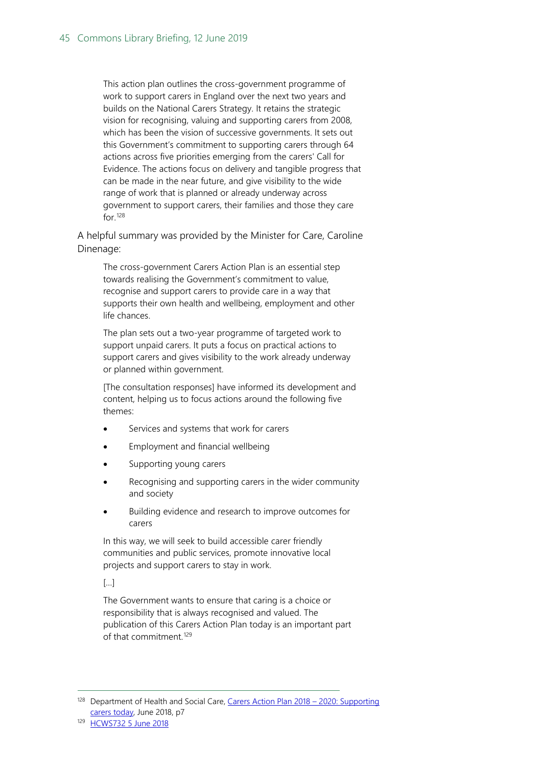> This action plan outlines the cross-government programme of work to support carers in England over the next two years and builds on the National Carers Strategy. It retains the strategic vision for recognising, valuing and supporting carers from 2008, which has been the vision of successive governments. It sets out this Government's commitment to supporting carers through 64 actions across five priorities emerging from the carers' Call for Evidence. The actions focus on delivery and tangible progress that can be made in the near future, and give visibility to the wide range of work that is planned or already underway across government to support carers, their families and those they care for.[128]

A helpful summary was provided by the Minister for Care, Caroline Dinenage:

> The cross-government Carers Action Plan is an essential step towards realising the Government's commitment to value, recognise and support carers to provide care in a way that supports their own health and wellbeing, employment and other life chances.
>
> The plan sets out a two-year programme of targeted work to support unpaid carers. It puts a focus on practical actions to support carers and gives visibility to the work already underway or planned within government.
>
> [The consultation responses] have informed its development and content, helping us to focus actions around the following five themes:
>
> - Services and systems that work for carers
> - Employment and financial wellbeing
> - Supporting young carers
> - Recognising and supporting carers in the wider community and society
> - Building evidence and research to improve outcomes for carers
>
> In this way, we will seek to build accessible carer friendly communities and public services, promote innovative local projects and support carers to stay in work.
>
> […]
>
> The Government wants to ensure that caring is a choice or responsibility that is always recognised and valued. The publication of this Carers Action Plan today is an important part of that commitment.[129]

---

[128] Department of Health and Social Care, Carers Action Plan 2018 – 2020: Supporting carers today, June 2018, p7

[129] HCWS732 5 June 2018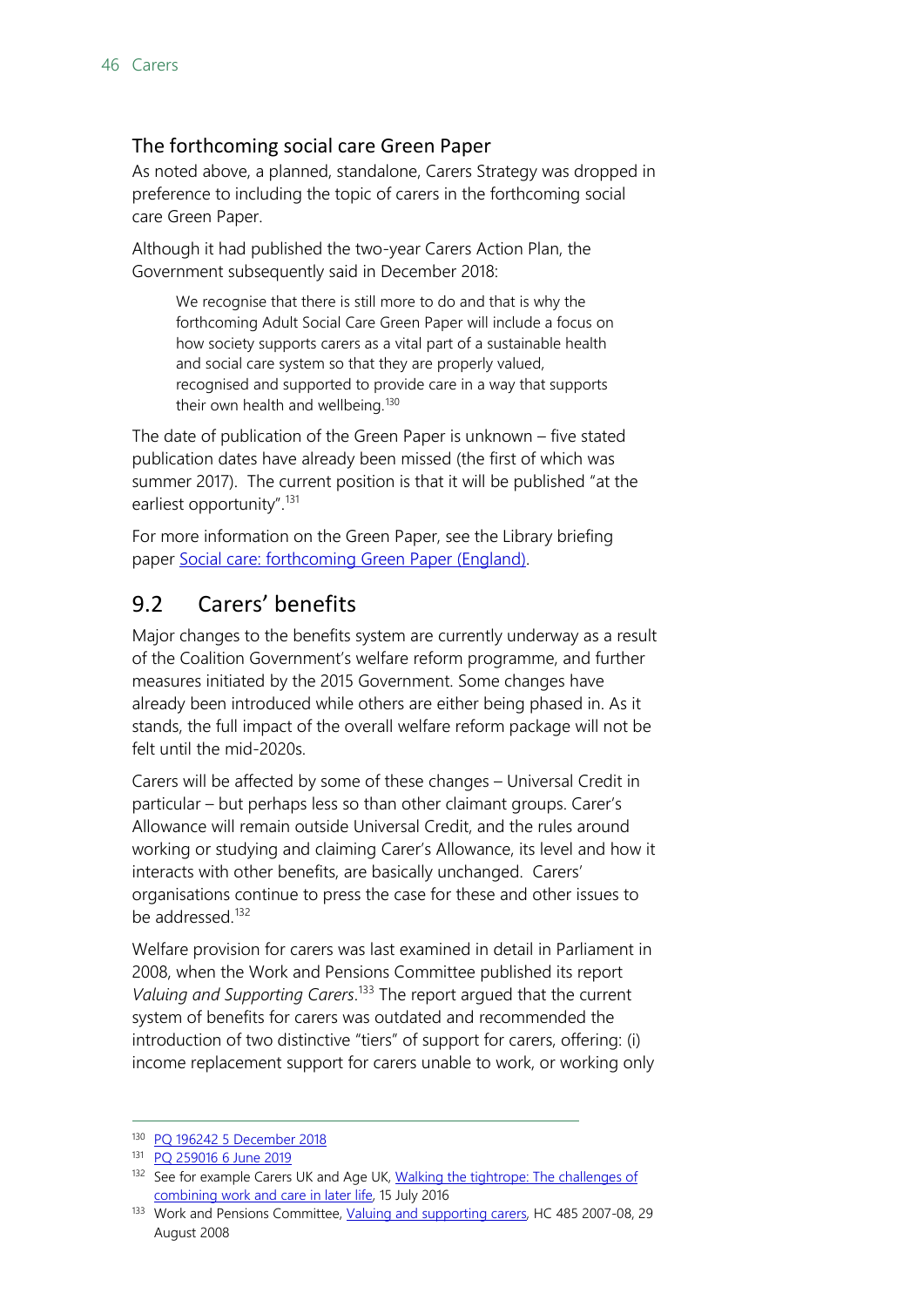### The forthcoming social care Green Paper

As noted above, a planned, standalone, Carers Strategy was dropped in preference to including the topic of carers in the forthcoming social care Green Paper.

Although it had published the two-year Carers Action Plan, the Government subsequently said in December 2018:

> We recognise that there is still more to do and that is why the forthcoming Adult Social Care Green Paper will include a focus on how society supports carers as a vital part of a sustainable health and social care system so that they are properly valued, recognised and supported to provide care in a way that supports their own health and wellbeing.[130]

The date of publication of the Green Paper is unknown – five stated publication dates have already been missed (the first of which was summer 2017). The current position is that it will be published "at the earliest opportunity".[131]

For more information on the Green Paper, see the Library briefing paper [Social care: forthcoming Green Paper (England)](#).

## 9.2 Carers' benefits

Major changes to the benefits system are currently underway as a result of the Coalition Government's welfare reform programme, and further measures initiated by the 2015 Government. Some changes have already been introduced while others are either being phased in. As it stands, the full impact of the overall welfare reform package will not be felt until the mid-2020s.

Carers will be affected by some of these changes – Universal Credit in particular – but perhaps less so than other claimant groups. Carer's Allowance will remain outside Universal Credit, and the rules around working or studying and claiming Carer's Allowance, its level and how it interacts with other benefits, are basically unchanged. Carers' organisations continue to press the case for these and other issues to be addressed.[132]

Welfare provision for carers was last examined in detail in Parliament in 2008, when the Work and Pensions Committee published its report *Valuing and Supporting Carers*.[133] The report argued that the current system of benefits for carers was outdated and recommended the introduction of two distinctive "tiers" of support for carers, offering: (i) income replacement support for carers unable to work, or working only

---

[130] PQ 196242 5 December 2018

[131] PQ 259016 6 June 2019

[132] See for example Carers UK and Age UK, Walking the tightrope: The challenges of combining work and care in later life, 15 July 2016

[133] Work and Pensions Committee, Valuing and supporting carers, HC 485 2007-08, 29 August 2008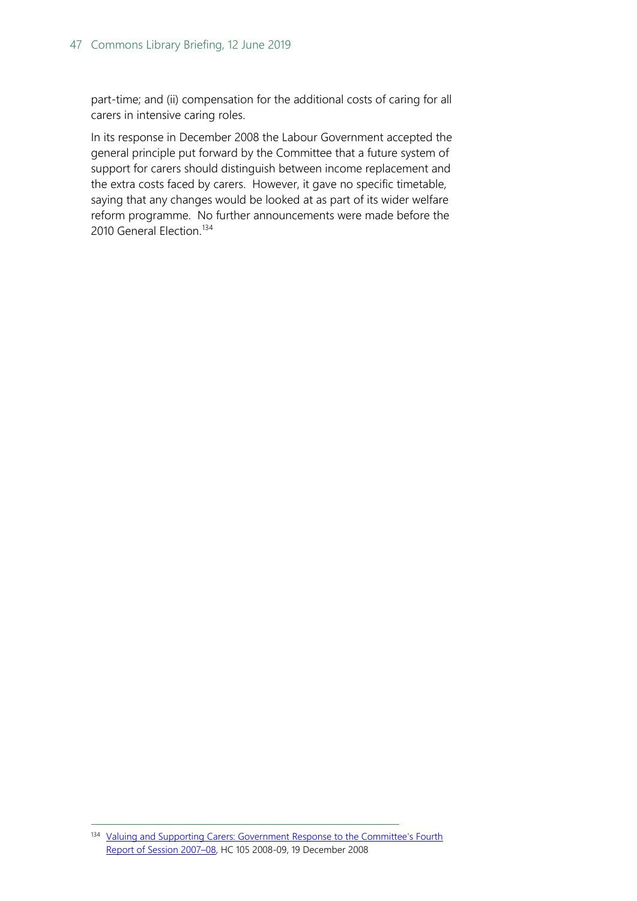part-time; and (ii) compensation for the additional costs of caring for all carers in intensive caring roles.

In its response in December 2008 the Labour Government accepted the general principle put forward by the Committee that a future system of support for carers should distinguish between income replacement and the extra costs faced by carers. However, it gave no specific timetable, saying that any changes would be looked at as part of its wider welfare reform programme. No further announcements were made before the 2010 General Election.[134]

---

[134] Valuing and Supporting Carers: Government Response to the Committee's Fourth Report of Session 2007–08, HC 105 2008-09, 19 December 2008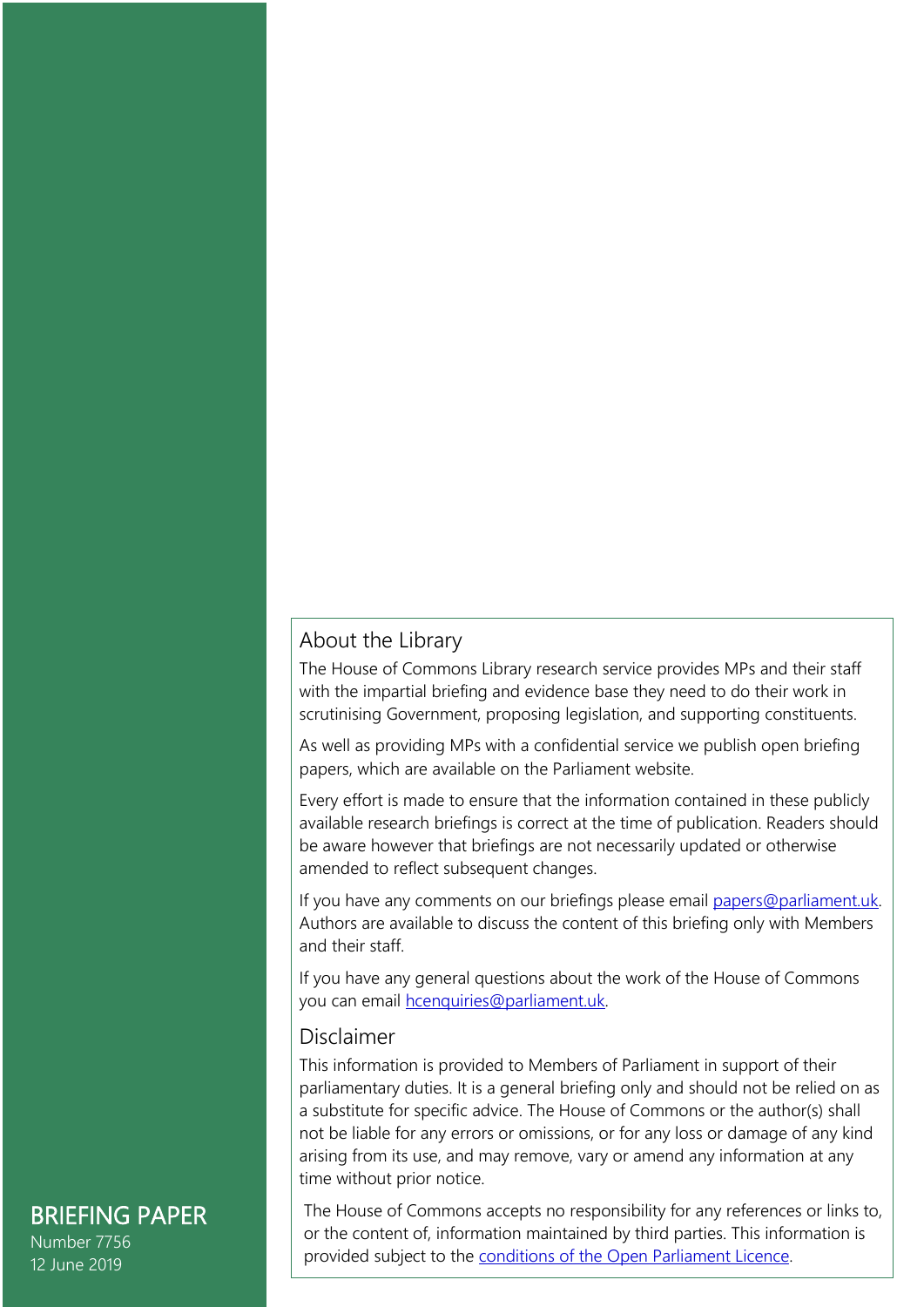## About the Library

The House of Commons Library research service provides MPs and their staff with the impartial briefing and evidence base they need to do their work in scrutinising Government, proposing legislation, and supporting constituents.

As well as providing MPs with a confidential service we publish open briefing papers, which are available on the Parliament website.

Every effort is made to ensure that the information contained in these publicly available research briefings is correct at the time of publication. Readers should be aware however that briefings are not necessarily updated or otherwise amended to reflect subsequent changes.

If you have any comments on our briefings please email papers@parliament.uk. Authors are available to discuss the content of this briefing only with Members and their staff.

If you have any general questions about the work of the House of Commons you can email hcenquiries@parliament.uk.

## Disclaimer

This information is provided to Members of Parliament in support of their parliamentary duties. It is a general briefing only and should not be relied on as a substitute for specific advice. The House of Commons or the author(s) shall not be liable for any errors or omissions, or for any loss or damage of any kind arising from its use, and may remove, vary or amend any information at any time without prior notice.

The House of Commons accepts no responsibility for any references or links to, or the content of, information maintained by third parties. This information is provided subject to the conditions of the Open Parliament Licence.

**BRIEFING PAPER**

Number 7756

12 June 2019